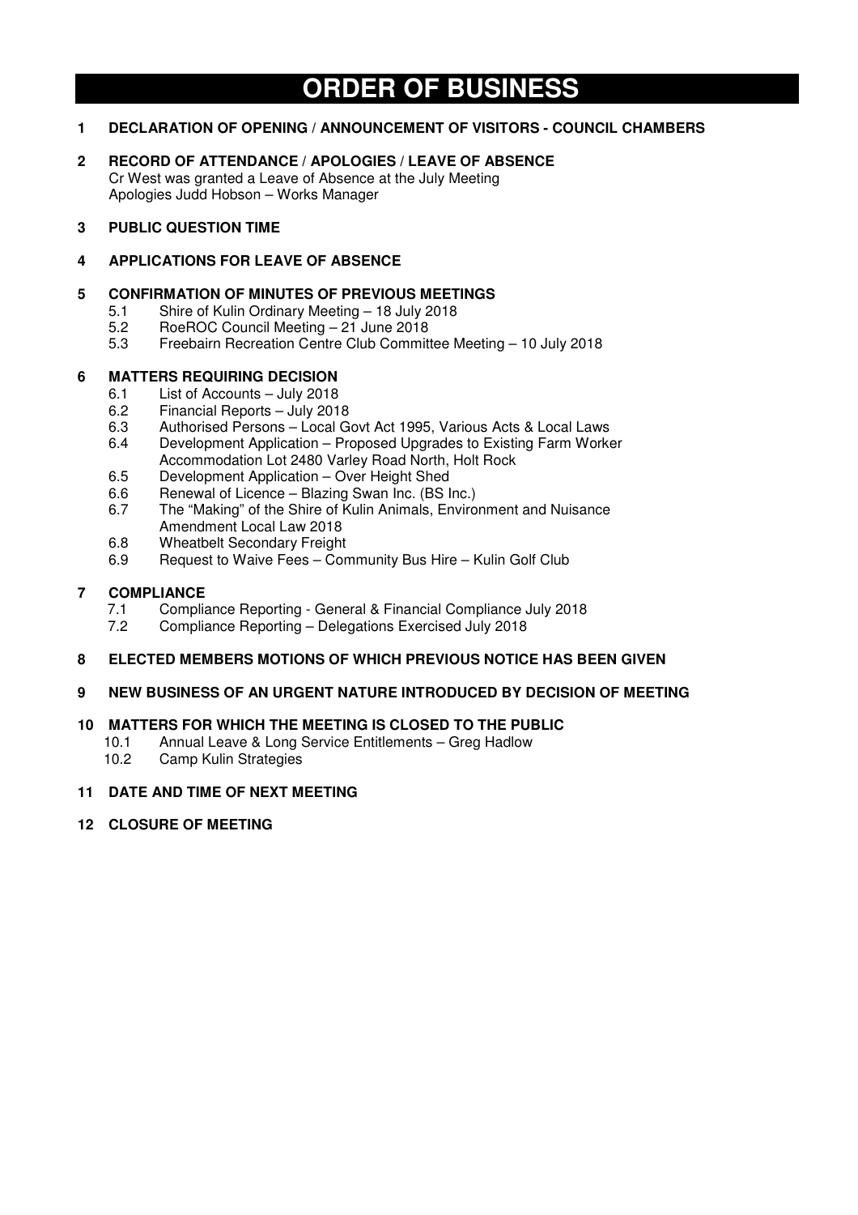# ORDER OF BUSINESS

**1 DECLARATION OF OPENING / ANNOUNCEMENT OF VISITORS - COUNCIL CHAMBERS**

**2 RECORD OF ATTENDANCE / APOLOGIES / LEAVE OF ABSENCE**
Cr West was granted a Leave of Absence at the July Meeting
Apologies Judd Hobson – Works Manager

**3 PUBLIC QUESTION TIME**

**4 APPLICATIONS FOR LEAVE OF ABSENCE**

**5 CONFIRMATION OF MINUTES OF PREVIOUS MEETINGS**
- 5.1 Shire of Kulin Ordinary Meeting – 18 July 2018
- 5.2 RoeROC Council Meeting – 21 June 2018
- 5.3 Freebairn Recreation Centre Club Committee Meeting – 10 July 2018

**6 MATTERS REQUIRING DECISION**
- 6.1 List of Accounts – July 2018
- 6.2 Financial Reports – July 2018
- 6.3 Authorised Persons – Local Govt Act 1995, Various Acts & Local Laws
- 6.4 Development Application – Proposed Upgrades to Existing Farm Worker Accommodation Lot 2480 Varley Road North, Holt Rock
- 6.5 Development Application – Over Height Shed
- 6.6 Renewal of Licence – Blazing Swan Inc. (BS Inc.)
- 6.7 The "Making" of the Shire of Kulin Animals, Environment and Nuisance Amendment Local Law 2018
- 6.8 Wheatbelt Secondary Freight
- 6.9 Request to Waive Fees – Community Bus Hire – Kulin Golf Club

**7 COMPLIANCE**
- 7.1 Compliance Reporting - General & Financial Compliance July 2018
- 7.2 Compliance Reporting – Delegations Exercised July 2018

**8 ELECTED MEMBERS MOTIONS OF WHICH PREVIOUS NOTICE HAS BEEN GIVEN**

**9 NEW BUSINESS OF AN URGENT NATURE INTRODUCED BY DECISION OF MEETING**

**10 MATTERS FOR WHICH THE MEETING IS CLOSED TO THE PUBLIC**
- 10.1 Annual Leave & Long Service Entitlements – Greg Hadlow
- 10.2 Camp Kulin Strategies

**11 DATE AND TIME OF NEXT MEETING**

**12 CLOSURE OF MEETING**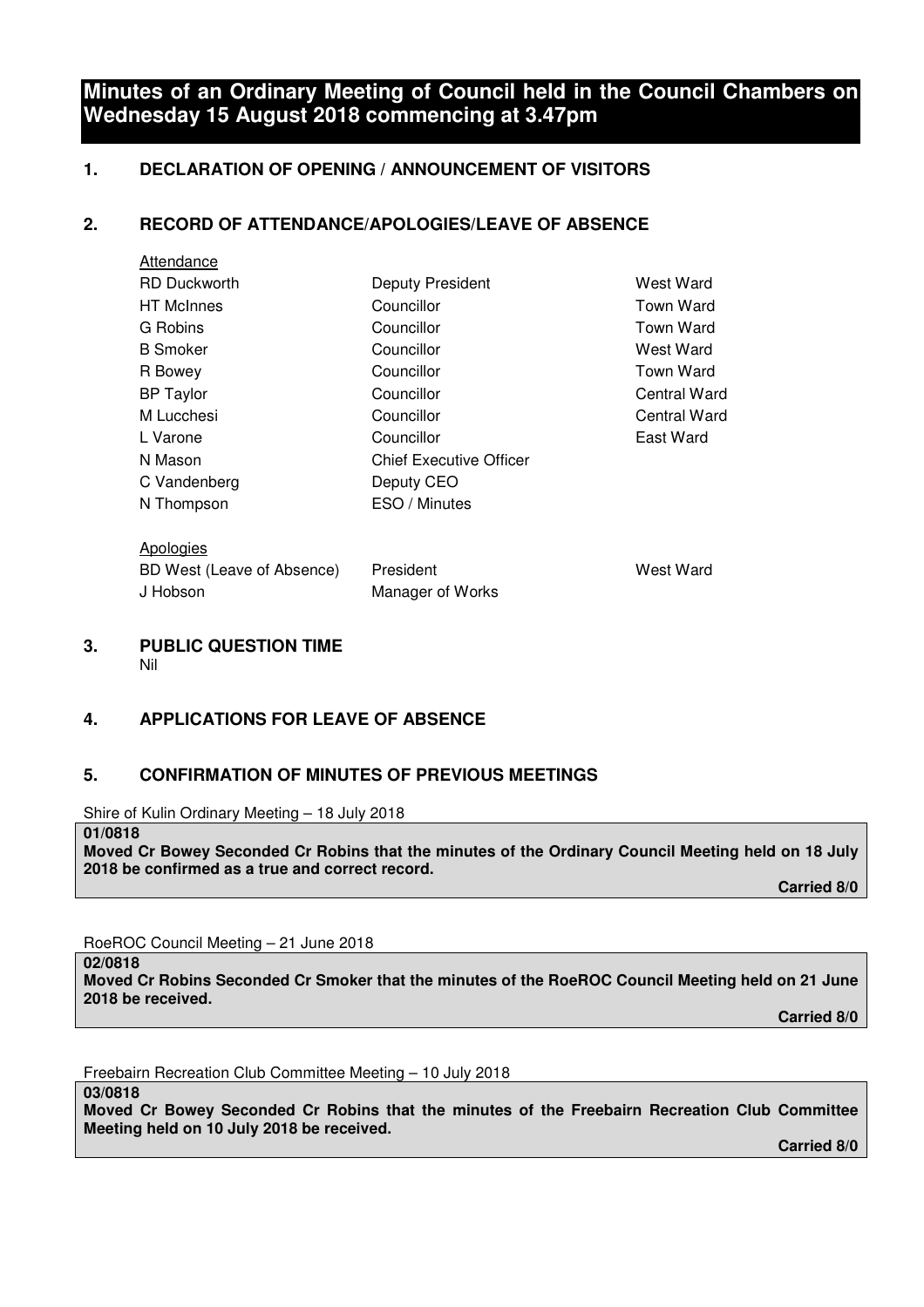# Minutes of an Ordinary Meeting of Council held in the Council Chambers on Wednesday 15 August 2018 commencing at 3.47pm

## 1. DECLARATION OF OPENING / ANNOUNCEMENT OF VISITORS

## 2. RECORD OF ATTENDANCE/APOLOGIES/LEAVE OF ABSENCE

Attendance

| | | |
|---|---|---|
| RD Duckworth | Deputy President | West Ward |
| HT McInnes | Councillor | Town Ward |
| G Robins | Councillor | Town Ward |
| B Smoker | Councillor | West Ward |
| R Bowey | Councillor | Town Ward |
| BP Taylor | Councillor | Central Ward |
| M Lucchesi | Councillor | Central Ward |
| L Varone | Councillor | East Ward |
| N Mason | Chief Executive Officer | |
| C Vandenberg | Deputy CEO | |
| N Thompson | ESO / Minutes | |

Apologies

| | | |
|---|---|---|
| BD West (Leave of Absence) | President | West Ward |
| J Hobson | Manager of Works | |

## 3. PUBLIC QUESTION TIME

Nil

## 4. APPLICATIONS FOR LEAVE OF ABSENCE

## 5. CONFIRMATION OF MINUTES OF PREVIOUS MEETINGS

Shire of Kulin Ordinary Meeting – 18 July 2018

**01/0818**
**Moved Cr Bowey Seconded Cr Robins that the minutes of the Ordinary Council Meeting held on 18 July 2018 be confirmed as a true and correct record.**

**Carried 8/0**

RoeROC Council Meeting – 21 June 2018

**02/0818**
**Moved Cr Robins Seconded Cr Smoker that the minutes of the RoeROC Council Meeting held on 21 June 2018 be received.**

**Carried 8/0**

Freebairn Recreation Club Committee Meeting – 10 July 2018

**03/0818**
**Moved Cr Bowey Seconded Cr Robins that the minutes of the Freebairn Recreation Club Committee Meeting held on 10 July 2018 be received.**

**Carried 8/0**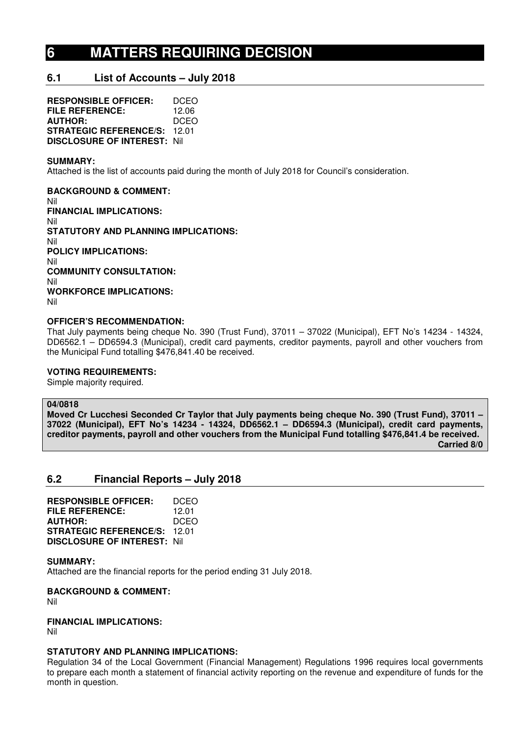# 6 MATTERS REQUIRING DECISION

## 6.1 List of Accounts – July 2018

**RESPONSIBLE OFFICER:** DCEO
**FILE REFERENCE:** 12.06
**AUTHOR:** DCEO
**STRATEGIC REFERENCE/S:** 12.01
**DISCLOSURE OF INTEREST:** Nil

**SUMMARY:**
Attached is the list of accounts paid during the month of July 2018 for Council's consideration.

**BACKGROUND & COMMENT:**
Nil

**FINANCIAL IMPLICATIONS:**
Nil

**STATUTORY AND PLANNING IMPLICATIONS:**
Nil

**POLICY IMPLICATIONS:**
Nil

**COMMUNITY CONSULTATION:**
Nil

**WORKFORCE IMPLICATIONS:**
Nil

**OFFICER'S RECOMMENDATION:**
That July payments being cheque No. 390 (Trust Fund), 37011 – 37022 (Municipal), EFT No's 14234 - 14324, DD6562.1 – DD6594.3 (Municipal), credit card payments, creditor payments, payroll and other vouchers from the Municipal Fund totalling $476,841.40 be received.

**VOTING REQUIREMENTS:**
Simple majority required.

**04/0818**
**Moved Cr Lucchesi Seconded Cr Taylor that July payments being cheque No. 390 (Trust Fund), 37011 – 37022 (Municipal), EFT No's 14234 - 14324, DD6562.1 – DD6594.3 (Municipal), credit card payments, creditor payments, payroll and other vouchers from the Municipal Fund totalling $476,841.4 be received.**
**Carried 8/0**

## 6.2 Financial Reports – July 2018

**RESPONSIBLE OFFICER:** DCEO
**FILE REFERENCE:** 12.01
**AUTHOR:** DCEO
**STRATEGIC REFERENCE/S:** 12.01
**DISCLOSURE OF INTEREST:** Nil

**SUMMARY:**
Attached are the financial reports for the period ending 31 July 2018.

**BACKGROUND & COMMENT:**
Nil

**FINANCIAL IMPLICATIONS:**
Nil

**STATUTORY AND PLANNING IMPLICATIONS:**
Regulation 34 of the Local Government (Financial Management) Regulations 1996 requires local governments to prepare each month a statement of financial activity reporting on the revenue and expenditure of funds for the month in question.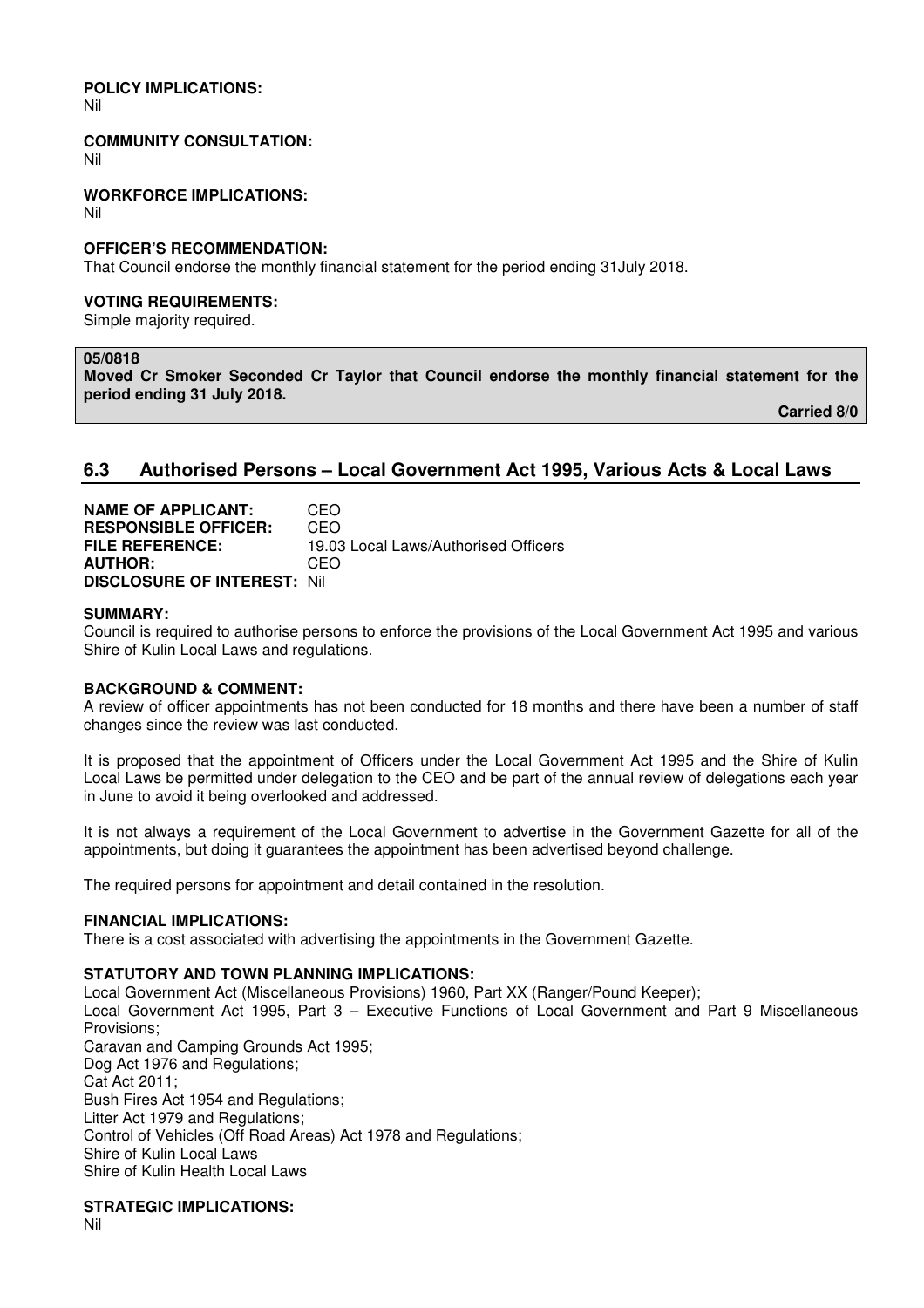**POLICY IMPLICATIONS:**
Nil

**COMMUNITY CONSULTATION:**
Nil

**WORKFORCE IMPLICATIONS:**
Nil

**OFFICER'S RECOMMENDATION:**
That Council endorse the monthly financial statement for the period ending 31July 2018.

**VOTING REQUIREMENTS:**
Simple majority required.

**05/0818**
**Moved Cr Smoker Seconded Cr Taylor that Council endorse the monthly financial statement for the period ending 31 July 2018.**

**Carried 8/0**

## 6.3 Authorised Persons – Local Government Act 1995, Various Acts & Local Laws

**NAME OF APPLICANT:** CEO
**RESPONSIBLE OFFICER:** CEO
**FILE REFERENCE:** 19.03 Local Laws/Authorised Officers
**AUTHOR:** CEO
**DISCLOSURE OF INTEREST:** Nil

**SUMMARY:**
Council is required to authorise persons to enforce the provisions of the Local Government Act 1995 and various Shire of Kulin Local Laws and regulations.

**BACKGROUND & COMMENT:**
A review of officer appointments has not been conducted for 18 months and there have been a number of staff changes since the review was last conducted.

It is proposed that the appointment of Officers under the Local Government Act 1995 and the Shire of Kulin Local Laws be permitted under delegation to the CEO and be part of the annual review of delegations each year in June to avoid it being overlooked and addressed.

It is not always a requirement of the Local Government to advertise in the Government Gazette for all of the appointments, but doing it guarantees the appointment has been advertised beyond challenge.

The required persons for appointment and detail contained in the resolution.

**FINANCIAL IMPLICATIONS:**
There is a cost associated with advertising the appointments in the Government Gazette.

**STATUTORY AND TOWN PLANNING IMPLICATIONS:**
Local Government Act (Miscellaneous Provisions) 1960, Part XX (Ranger/Pound Keeper);
Local Government Act 1995, Part 3 – Executive Functions of Local Government and Part 9 Miscellaneous Provisions;
Caravan and Camping Grounds Act 1995;
Dog Act 1976 and Regulations;
Cat Act 2011;
Bush Fires Act 1954 and Regulations;
Litter Act 1979 and Regulations;
Control of Vehicles (Off Road Areas) Act 1978 and Regulations;
Shire of Kulin Local Laws
Shire of Kulin Health Local Laws

**STRATEGIC IMPLICATIONS:**
Nil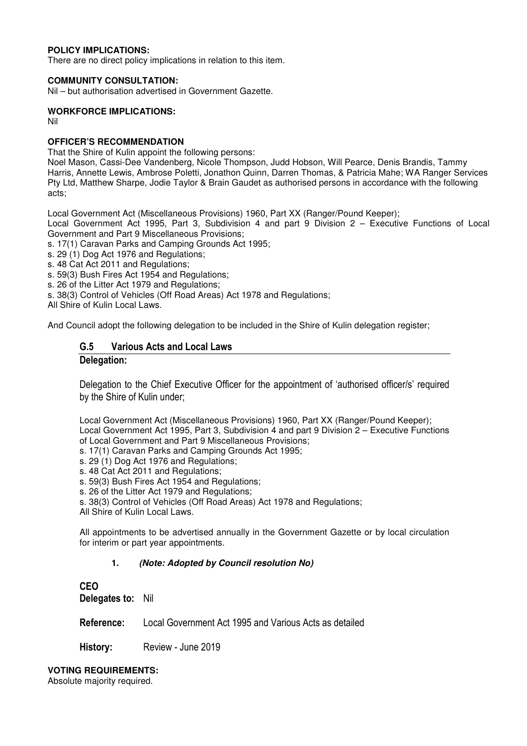**POLICY IMPLICATIONS:**
There are no direct policy implications in relation to this item.

**COMMUNITY CONSULTATION:**
Nil – but authorisation advertised in Government Gazette.

**WORKFORCE IMPLICATIONS:**
Nil

**OFFICER'S RECOMMENDATION**
That the Shire of Kulin appoint the following persons:
Noel Mason, Cassi-Dee Vandenberg, Nicole Thompson, Judd Hobson, Will Pearce, Denis Brandis, Tammy Harris, Annette Lewis, Ambrose Poletti, Jonathon Quinn, Darren Thomas, & Patricia Mahe; WA Ranger Services Pty Ltd, Matthew Sharpe, Jodie Taylor & Brain Gaudet as authorised persons in accordance with the following acts;

Local Government Act (Miscellaneous Provisions) 1960, Part XX (Ranger/Pound Keeper);
Local Government Act 1995, Part 3, Subdivision 4 and part 9 Division 2 – Executive Functions of Local Government and Part 9 Miscellaneous Provisions;
s. 17(1) Caravan Parks and Camping Grounds Act 1995;
s. 29 (1) Dog Act 1976 and Regulations;
s. 48 Cat Act 2011 and Regulations;
s. 59(3) Bush Fires Act 1954 and Regulations;
s. 26 of the Litter Act 1979 and Regulations;
s. 38(3) Control of Vehicles (Off Road Areas) Act 1978 and Regulations;
All Shire of Kulin Local Laws.

And Council adopt the following delegation to be included in the Shire of Kulin delegation register;

## G.5 Various Acts and Local Laws

**Delegation:**

Delegation to the Chief Executive Officer for the appointment of 'authorised officer/s' required by the Shire of Kulin under;

Local Government Act (Miscellaneous Provisions) 1960, Part XX (Ranger/Pound Keeper);
Local Government Act 1995, Part 3, Subdivision 4 and part 9 Division 2 – Executive Functions of Local Government and Part 9 Miscellaneous Provisions;
s. 17(1) Caravan Parks and Camping Grounds Act 1995;
s. 29 (1) Dog Act 1976 and Regulations;
s. 48 Cat Act 2011 and Regulations;
s. 59(3) Bush Fires Act 1954 and Regulations;
s. 26 of the Litter Act 1979 and Regulations;
s. 38(3) Control of Vehicles (Off Road Areas) Act 1978 and Regulations;
All Shire of Kulin Local Laws.

All appointments to be advertised annually in the Government Gazette or by local circulation for interim or part year appointments.

1. ***(Note: Adopted by Council resolution No)***

**CEO**
**Delegates to:** Nil

**Reference:** Local Government Act 1995 and Various Acts as detailed

**History:** Review - June 2019

**VOTING REQUIREMENTS:**
Absolute majority required.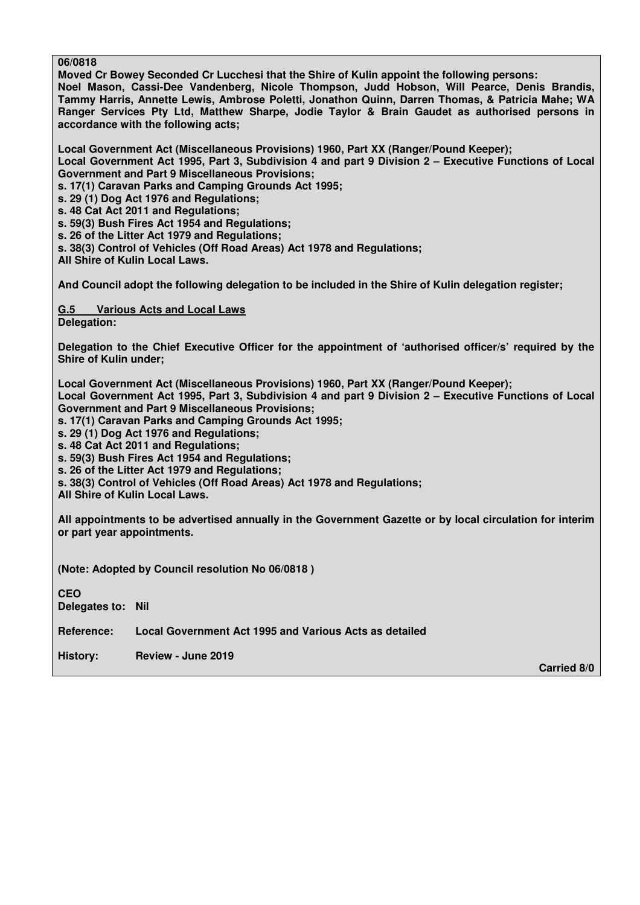**06/0818**

**Moved Cr Bowey Seconded Cr Lucchesi that the Shire of Kulin appoint the following persons: Noel Mason, Cassi-Dee Vandenberg, Nicole Thompson, Judd Hobson, Will Pearce, Denis Brandis, Tammy Harris, Annette Lewis, Ambrose Poletti, Jonathon Quinn, Darren Thomas, & Patricia Mahe; WA Ranger Services Pty Ltd, Matthew Sharpe, Jodie Taylor & Brain Gaudet as authorised persons in accordance with the following acts;**

**Local Government Act (Miscellaneous Provisions) 1960, Part XX (Ranger/Pound Keeper);**
**Local Government Act 1995, Part 3, Subdivision 4 and part 9 Division 2 – Executive Functions of Local Government and Part 9 Miscellaneous Provisions;**
**s. 17(1) Caravan Parks and Camping Grounds Act 1995;**
**s. 29 (1) Dog Act 1976 and Regulations;**
**s. 48 Cat Act 2011 and Regulations;**
**s. 59(3) Bush Fires Act 1954 and Regulations;**
**s. 26 of the Litter Act 1979 and Regulations;**
**s. 38(3) Control of Vehicles (Off Road Areas) Act 1978 and Regulations;**
**All Shire of Kulin Local Laws.**

**And Council adopt the following delegation to be included in the Shire of Kulin delegation register;**

**<u>G.5 Various Acts and Local Laws</u>**
**Delegation:**

**Delegation to the Chief Executive Officer for the appointment of 'authorised officer/s' required by the Shire of Kulin under;**

**Local Government Act (Miscellaneous Provisions) 1960, Part XX (Ranger/Pound Keeper);**
**Local Government Act 1995, Part 3, Subdivision 4 and part 9 Division 2 – Executive Functions of Local Government and Part 9 Miscellaneous Provisions;**
**s. 17(1) Caravan Parks and Camping Grounds Act 1995;**
**s. 29 (1) Dog Act 1976 and Regulations;**
**s. 48 Cat Act 2011 and Regulations;**
**s. 59(3) Bush Fires Act 1954 and Regulations;**
**s. 26 of the Litter Act 1979 and Regulations;**
**s. 38(3) Control of Vehicles (Off Road Areas) Act 1978 and Regulations;**
**All Shire of Kulin Local Laws.**

**All appointments to be advertised annually in the Government Gazette or by local circulation for interim or part year appointments.**

**(Note: Adopted by Council resolution No 06/0818 )**

**CEO**
**Delegates to: Nil**

**Reference: Local Government Act 1995 and Various Acts as detailed**

**History: Review - June 2019**

**Carried 8/0**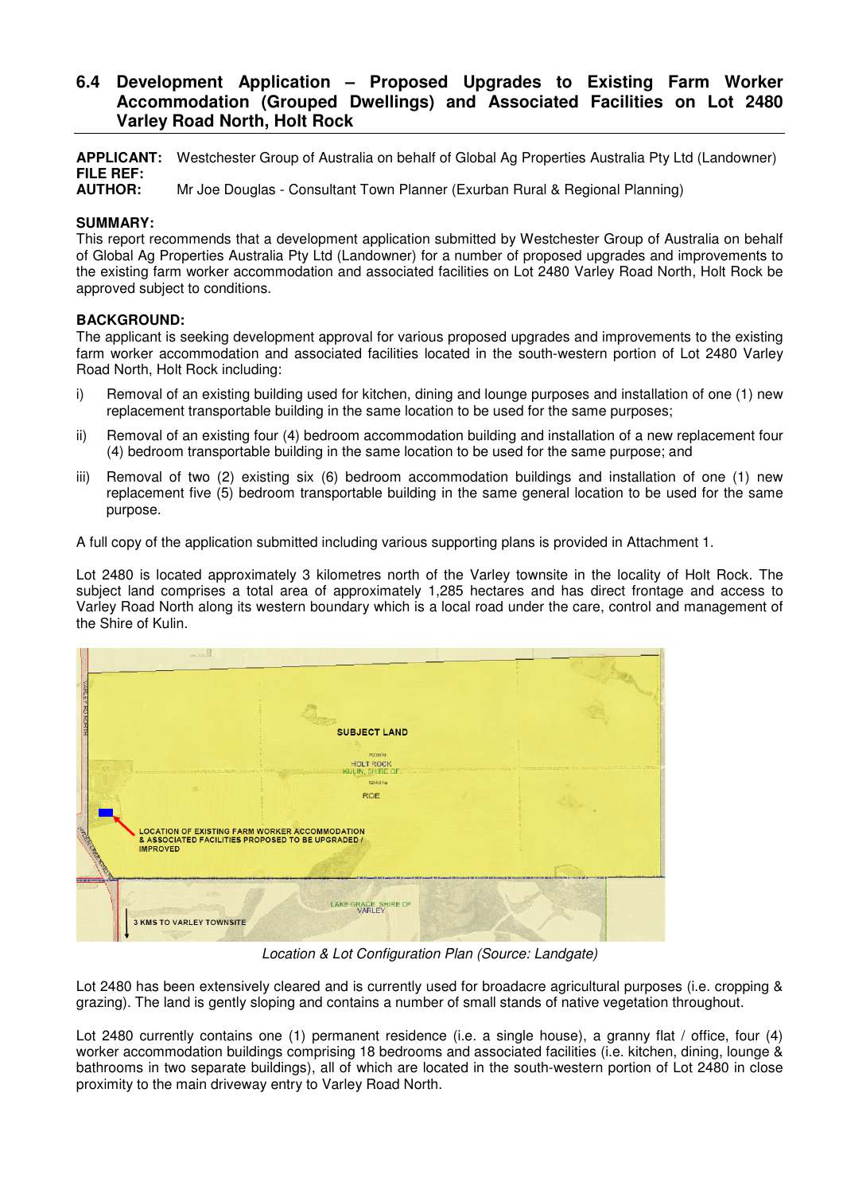## 6.4 Development Application – Proposed Upgrades to Existing Farm Worker Accommodation (Grouped Dwellings) and Associated Facilities on Lot 2480 Varley Road North, Holt Rock

**APPLICANT:** Westchester Group of Australia on behalf of Global Ag Properties Australia Pty Ltd (Landowner)
**FILE REF:**
**AUTHOR:** Mr Joe Douglas - Consultant Town Planner (Exurban Rural & Regional Planning)

**SUMMARY:**
This report recommends that a development application submitted by Westchester Group of Australia on behalf of Global Ag Properties Australia Pty Ltd (Landowner) for a number of proposed upgrades and improvements to the existing farm worker accommodation and associated facilities on Lot 2480 Varley Road North, Holt Rock be approved subject to conditions.

**BACKGROUND:**
The applicant is seeking development approval for various proposed upgrades and improvements to the existing farm worker accommodation and associated facilities located in the south-western portion of Lot 2480 Varley Road North, Holt Rock including:

i) Removal of an existing building used for kitchen, dining and lounge purposes and installation of one (1) new replacement transportable building in the same location to be used for the same purposes;

ii) Removal of an existing four (4) bedroom accommodation building and installation of a new replacement four (4) bedroom transportable building in the same location to be used for the same purpose; and

iii) Removal of two (2) existing six (6) bedroom accommodation buildings and installation of one (1) new replacement five (5) bedroom transportable building in the same general location to be used for the same purpose.

A full copy of the application submitted including various supporting plans is provided in Attachment 1.

Lot 2480 is located approximately 3 kilometres north of the Varley townsite in the locality of Holt Rock. The subject land comprises a total area of approximately 1,285 hectares and has direct frontage and access to Varley Road North along its western boundary which is a local road under the care, control and management of the Shire of Kulin.

*Location & Lot Configuration Plan (Source: Landgate)*

Lot 2480 has been extensively cleared and is currently used for broadacre agricultural purposes (i.e. cropping & grazing). The land is gently sloping and contains a number of small stands of native vegetation throughout.

Lot 2480 currently contains one (1) permanent residence (i.e. a single house), a granny flat / office, four (4) worker accommodation buildings comprising 18 bedrooms and associated facilities (i.e. kitchen, dining, lounge & bathrooms in two separate buildings), all of which are located in the south-western portion of Lot 2480 in close proximity to the main driveway entry to Varley Road North.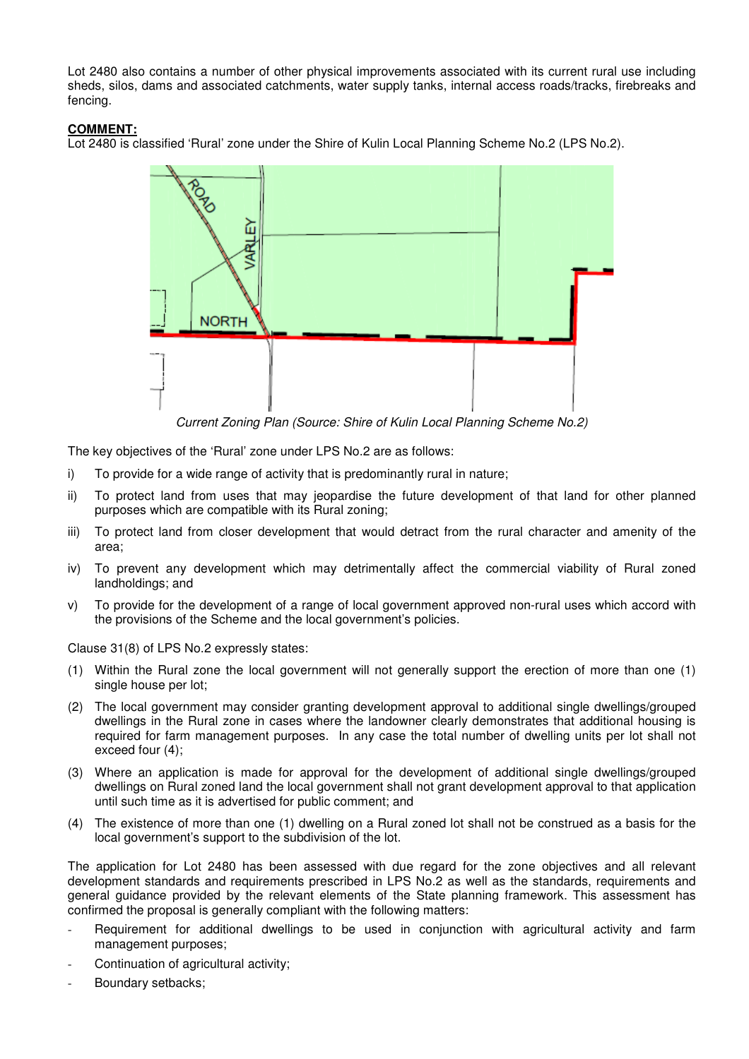Lot 2480 also contains a number of other physical improvements associated with its current rural use including sheds, silos, dams and associated catchments, water supply tanks, internal access roads/tracks, firebreaks and fencing.

**COMMENT:**

Lot 2480 is classified 'Rural' zone under the Shire of Kulin Local Planning Scheme No.2 (LPS No.2).

*Current Zoning Plan (Source: Shire of Kulin Local Planning Scheme No.2)*

The key objectives of the 'Rural' zone under LPS No.2 are as follows:

i) To provide for a wide range of activity that is predominantly rural in nature;

ii) To protect land from uses that may jeopardise the future development of that land for other planned purposes which are compatible with its Rural zoning;

iii) To protect land from closer development that would detract from the rural character and amenity of the area;

iv) To prevent any development which may detrimentally affect the commercial viability of Rural zoned landholdings; and

v) To provide for the development of a range of local government approved non-rural uses which accord with the provisions of the Scheme and the local government's policies.

Clause 31(8) of LPS No.2 expressly states:

(1) Within the Rural zone the local government will not generally support the erection of more than one (1) single house per lot;

(2) The local government may consider granting development approval to additional single dwellings/grouped dwellings in the Rural zone in cases where the landowner clearly demonstrates that additional housing is required for farm management purposes. In any case the total number of dwelling units per lot shall not exceed four (4);

(3) Where an application is made for approval for the development of additional single dwellings/grouped dwellings on Rural zoned land the local government shall not grant development approval to that application until such time as it is advertised for public comment; and

(4) The existence of more than one (1) dwelling on a Rural zoned lot shall not be construed as a basis for the local government's support to the subdivision of the lot.

The application for Lot 2480 has been assessed with due regard for the zone objectives and all relevant development standards and requirements prescribed in LPS No.2 as well as the standards, requirements and general guidance provided by the relevant elements of the State planning framework. This assessment has confirmed the proposal is generally compliant with the following matters:

- Requirement for additional dwellings to be used in conjunction with agricultural activity and farm management purposes;
- Continuation of agricultural activity;
- Boundary setbacks;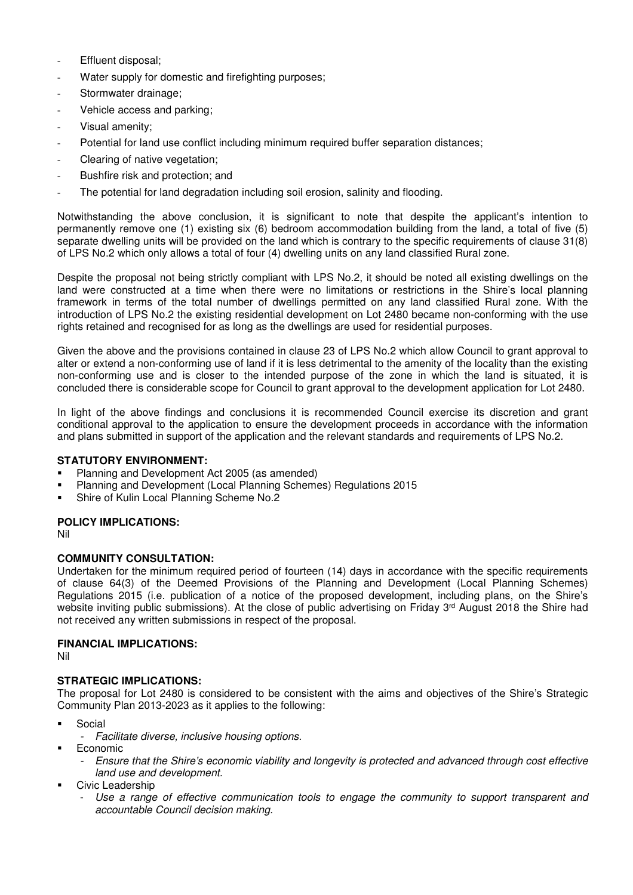- Effluent disposal;
- Water supply for domestic and firefighting purposes;
- Stormwater drainage;
- Vehicle access and parking;
- Visual amenity;
- Potential for land use conflict including minimum required buffer separation distances;
- Clearing of native vegetation;
- Bushfire risk and protection; and
- The potential for land degradation including soil erosion, salinity and flooding.

Notwithstanding the above conclusion, it is significant to note that despite the applicant's intention to permanently remove one (1) existing six (6) bedroom accommodation building from the land, a total of five (5) separate dwelling units will be provided on the land which is contrary to the specific requirements of clause 31(8) of LPS No.2 which only allows a total of four (4) dwelling units on any land classified Rural zone.

Despite the proposal not being strictly compliant with LPS No.2, it should be noted all existing dwellings on the land were constructed at a time when there were no limitations or restrictions in the Shire's local planning framework in terms of the total number of dwellings permitted on any land classified Rural zone. With the introduction of LPS No.2 the existing residential development on Lot 2480 became non-conforming with the use rights retained and recognised for as long as the dwellings are used for residential purposes.

Given the above and the provisions contained in clause 23 of LPS No.2 which allow Council to grant approval to alter or extend a non-conforming use of land if it is less detrimental to the amenity of the locality than the existing non-conforming use and is closer to the intended purpose of the zone in which the land is situated, it is concluded there is considerable scope for Council to grant approval to the development application for Lot 2480.

In light of the above findings and conclusions it is recommended Council exercise its discretion and grant conditional approval to the application to ensure the development proceeds in accordance with the information and plans submitted in support of the application and the relevant standards and requirements of LPS No.2.

**STATUTORY ENVIRONMENT:**

- Planning and Development Act 2005 (as amended)
- Planning and Development (Local Planning Schemes) Regulations 2015
- Shire of Kulin Local Planning Scheme No.2

**POLICY IMPLICATIONS:**

Nil

**COMMUNITY CONSULTATION:**

Undertaken for the minimum required period of fourteen (14) days in accordance with the specific requirements of clause 64(3) of the Deemed Provisions of the Planning and Development (Local Planning Schemes) Regulations 2015 (i.e. publication of a notice of the proposed development, including plans, on the Shire's website inviting public submissions). At the close of public advertising on Friday 3rd August 2018 the Shire had not received any written submissions in respect of the proposal.

**FINANCIAL IMPLICATIONS:**

Nil

**STRATEGIC IMPLICATIONS:**

The proposal for Lot 2480 is considered to be consistent with the aims and objectives of the Shire's Strategic Community Plan 2013-2023 as it applies to the following:

- Social
  - *Facilitate diverse, inclusive housing options.*
- Economic
  - *Ensure that the Shire's economic viability and longevity is protected and advanced through cost effective land use and development.*
- Civic Leadership
  - *Use a range of effective communication tools to engage the community to support transparent and accountable Council decision making.*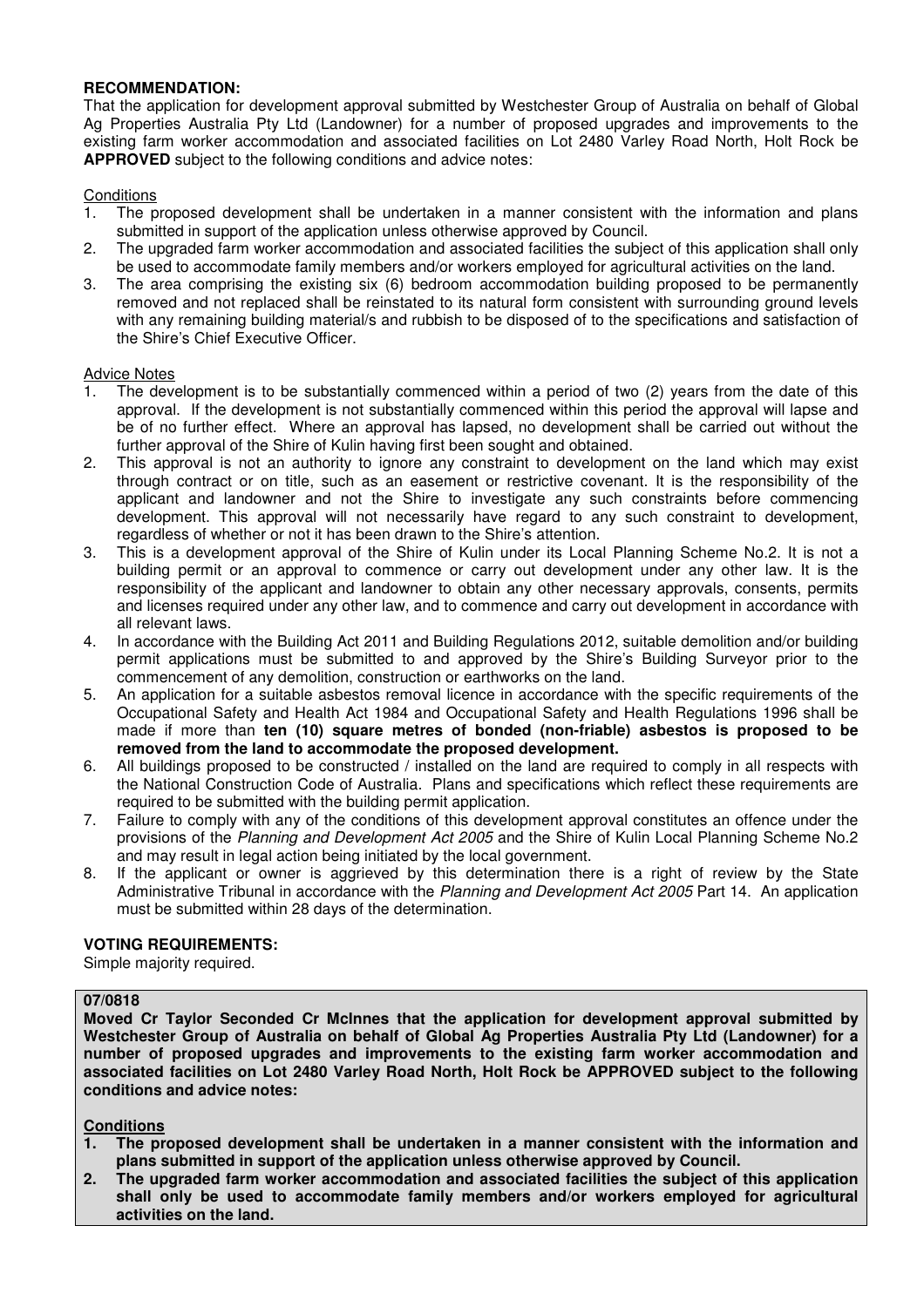**RECOMMENDATION:**

That the application for development approval submitted by Westchester Group of Australia on behalf of Global Ag Properties Australia Pty Ltd (Landowner) for a number of proposed upgrades and improvements to the existing farm worker accommodation and associated facilities on Lot 2480 Varley Road North, Holt Rock be **APPROVED** subject to the following conditions and advice notes:

Conditions

1. The proposed development shall be undertaken in a manner consistent with the information and plans submitted in support of the application unless otherwise approved by Council.
2. The upgraded farm worker accommodation and associated facilities the subject of this application shall only be used to accommodate family members and/or workers employed for agricultural activities on the land.
3. The area comprising the existing six (6) bedroom accommodation building proposed to be permanently removed and not replaced shall be reinstated to its natural form consistent with surrounding ground levels with any remaining building material/s and rubbish to be disposed of to the specifications and satisfaction of the Shire's Chief Executive Officer.

Advice Notes

1. The development is to be substantially commenced within a period of two (2) years from the date of this approval. If the development is not substantially commenced within this period the approval will lapse and be of no further effect. Where an approval has lapsed, no development shall be carried out without the further approval of the Shire of Kulin having first been sought and obtained.
2. This approval is not an authority to ignore any constraint to development on the land which may exist through contract or on title, such as an easement or restrictive covenant. It is the responsibility of the applicant and landowner and not the Shire to investigate any such constraints before commencing development. This approval will not necessarily have regard to any such constraint to development, regardless of whether or not it has been drawn to the Shire's attention.
3. This is a development approval of the Shire of Kulin under its Local Planning Scheme No.2. It is not a building permit or an approval to commence or carry out development under any other law. It is the responsibility of the applicant and landowner to obtain any other necessary approvals, consents, permits and licenses required under any other law, and to commence and carry out development in accordance with all relevant laws.
4. In accordance with the Building Act 2011 and Building Regulations 2012, suitable demolition and/or building permit applications must be submitted to and approved by the Shire's Building Surveyor prior to the commencement of any demolition, construction or earthworks on the land.
5. An application for a suitable asbestos removal licence in accordance with the specific requirements of the Occupational Safety and Health Act 1984 and Occupational Safety and Health Regulations 1996 shall be made if more than **ten (10) square metres of bonded (non-friable) asbestos is proposed to be removed from the land to accommodate the proposed development.**
6. All buildings proposed to be constructed / installed on the land are required to comply in all respects with the National Construction Code of Australia. Plans and specifications which reflect these requirements are required to be submitted with the building permit application.
7. Failure to comply with any of the conditions of this development approval constitutes an offence under the provisions of the *Planning and Development Act 2005* and the Shire of Kulin Local Planning Scheme No.2 and may result in legal action being initiated by the local government.
8. If the applicant or owner is aggrieved by this determination there is a right of review by the State Administrative Tribunal in accordance with the *Planning and Development Act 2005* Part 14. An application must be submitted within 28 days of the determination.

**VOTING REQUIREMENTS:**

Simple majority required.

**07/0818**

**Moved Cr Taylor Seconded Cr McInnes that the application for development approval submitted by Westchester Group of Australia on behalf of Global Ag Properties Australia Pty Ltd (Landowner) for a number of proposed upgrades and improvements to the existing farm worker accommodation and associated facilities on Lot 2480 Varley Road North, Holt Rock be APPROVED subject to the following conditions and advice notes:**

**Conditions**

1. **The proposed development shall be undertaken in a manner consistent with the information and plans submitted in support of the application unless otherwise approved by Council.**
2. **The upgraded farm worker accommodation and associated facilities the subject of this application shall only be used to accommodate family members and/or workers employed for agricultural activities on the land.**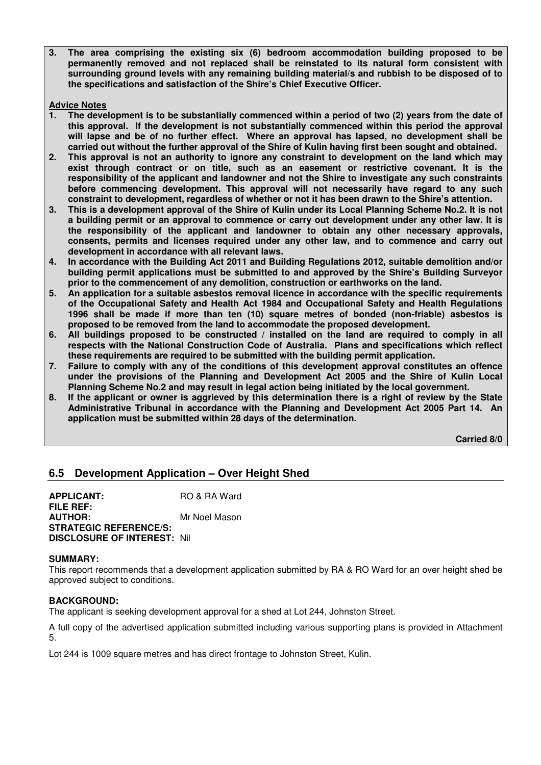**3. The area comprising the existing six (6) bedroom accommodation building proposed to be permanently removed and not replaced shall be reinstated to its natural form consistent with surrounding ground levels with any remaining building material/s and rubbish to be disposed of to the specifications and satisfaction of the Shire's Chief Executive Officer.**

**Advice Notes**

1. **The development is to be substantially commenced within a period of two (2) years from the date of this approval. If the development is not substantially commenced within this period the approval will lapse and be of no further effect. Where an approval has lapsed, no development shall be carried out without the further approval of the Shire of Kulin having first been sought and obtained.**
2. **This approval is not an authority to ignore any constraint to development on the land which may exist through contract or on title, such as an easement or restrictive covenant. It is the responsibility of the applicant and landowner and not the Shire to investigate any such constraints before commencing development. This approval will not necessarily have regard to any such constraint to development, regardless of whether or not it has been drawn to the Shire's attention.**
3. **This is a development approval of the Shire of Kulin under its Local Planning Scheme No.2. It is not a building permit or an approval to commence or carry out development under any other law. It is the responsibility of the applicant and landowner to obtain any other necessary approvals, consents, permits and licenses required under any other law, and to commence and carry out development in accordance with all relevant laws.**
4. **In accordance with the Building Act 2011 and Building Regulations 2012, suitable demolition and/or building permit applications must be submitted to and approved by the Shire's Building Surveyor prior to the commencement of any demolition, construction or earthworks on the land.**
5. **An application for a suitable asbestos removal licence in accordance with the specific requirements of the Occupational Safety and Health Act 1984 and Occupational Safety and Health Regulations 1996 shall be made if more than ten (10) square metres of bonded (non-friable) asbestos is proposed to be removed from the land to accommodate the proposed development.**
6. **All buildings proposed to be constructed / installed on the land are required to comply in all respects with the National Construction Code of Australia. Plans and specifications which reflect these requirements are required to be submitted with the building permit application.**
7. **Failure to comply with any of the conditions of this development approval constitutes an offence under the provisions of the Planning and Development Act 2005 and the Shire of Kulin Local Planning Scheme No.2 and may result in legal action being initiated by the local government.**
8. **If the applicant or owner is aggrieved by this determination there is a right of review by the State Administrative Tribunal in accordance with the Planning and Development Act 2005 Part 14. An application must be submitted within 28 days of the determination.**

**Carried 8/0**

## 6.5 Development Application – Over Height Shed

**APPLICANT:** RO & RA Ward
**FILE REF:**
**AUTHOR:** Mr Noel Mason
**STRATEGIC REFERENCE/S:**
**DISCLOSURE OF INTEREST:** Nil

**SUMMARY:**
This report recommends that a development application submitted by RA & RO Ward for an over height shed be approved subject to conditions.

**BACKGROUND:**
The applicant is seeking development approval for a shed at Lot 244, Johnston Street.

A full copy of the advertised application submitted including various supporting plans is provided in Attachment 5.

Lot 244 is 1009 square metres and has direct frontage to Johnston Street, Kulin.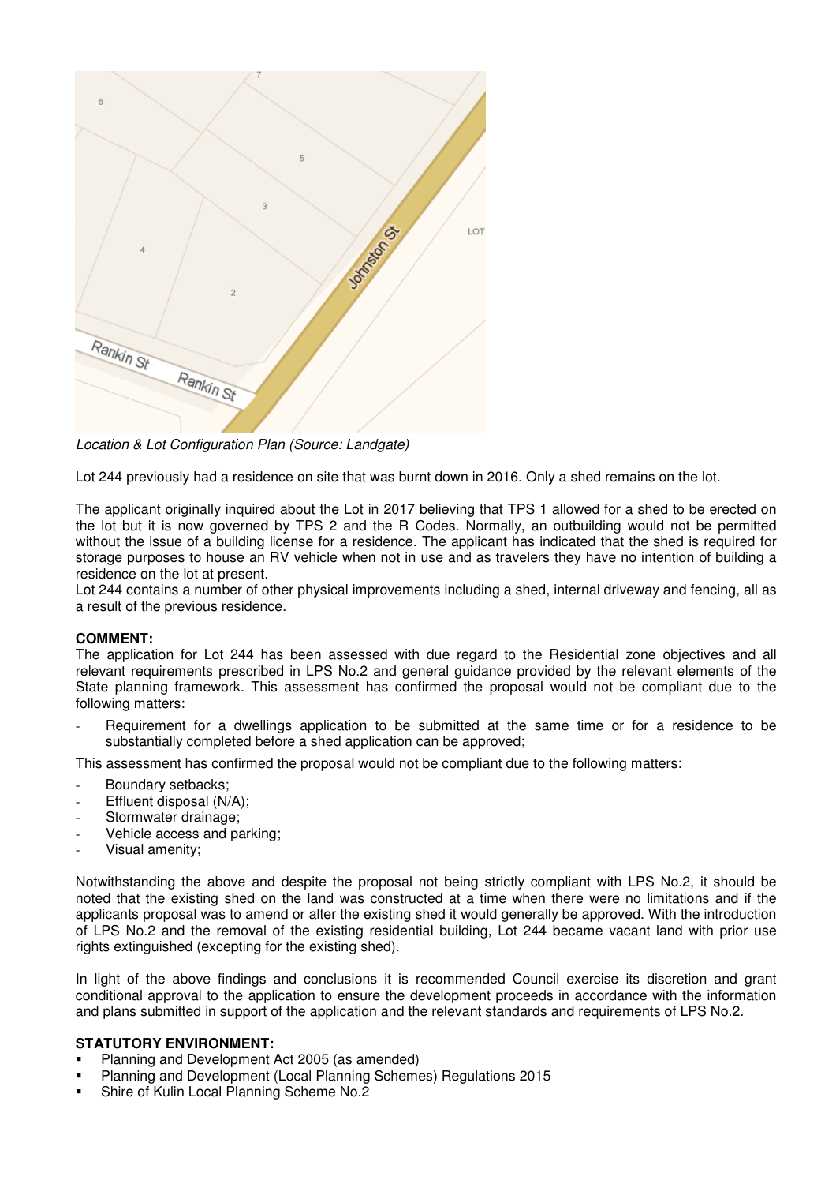*Location & Lot Configuration Plan (Source: Landgate)*

Lot 244 previously had a residence on site that was burnt down in 2016. Only a shed remains on the lot.

The applicant originally inquired about the Lot in 2017 believing that TPS 1 allowed for a shed to be erected on the lot but it is now governed by TPS 2 and the R Codes. Normally, an outbuilding would not be permitted without the issue of a building license for a residence. The applicant has indicated that the shed is required for storage purposes to house an RV vehicle when not in use and as travelers they have no intention of building a residence on the lot at present.
Lot 244 contains a number of other physical improvements including a shed, internal driveway and fencing, all as a result of the previous residence.

**COMMENT:**
The application for Lot 244 has been assessed with due regard to the Residential zone objectives and all relevant requirements prescribed in LPS No.2 and general guidance provided by the relevant elements of the State planning framework. This assessment has confirmed the proposal would not be compliant due to the following matters:

- Requirement for a dwellings application to be submitted at the same time or for a residence to be substantially completed before a shed application can be approved;

This assessment has confirmed the proposal would not be compliant due to the following matters:

- Boundary setbacks;
- Effluent disposal (N/A);
- Stormwater drainage;
- Vehicle access and parking;
- Visual amenity;

Notwithstanding the above and despite the proposal not being strictly compliant with LPS No.2, it should be noted that the existing shed on the land was constructed at a time when there were no limitations and if the applicants proposal was to amend or alter the existing shed it would generally be approved. With the introduction of LPS No.2 and the removal of the existing residential building, Lot 244 became vacant land with prior use rights extinguished (excepting for the existing shed).

In light of the above findings and conclusions it is recommended Council exercise its discretion and grant conditional approval to the application to ensure the development proceeds in accordance with the information and plans submitted in support of the application and the relevant standards and requirements of LPS No.2.

**STATUTORY ENVIRONMENT:**

- Planning and Development Act 2005 (as amended)
- Planning and Development (Local Planning Schemes) Regulations 2015
- Shire of Kulin Local Planning Scheme No.2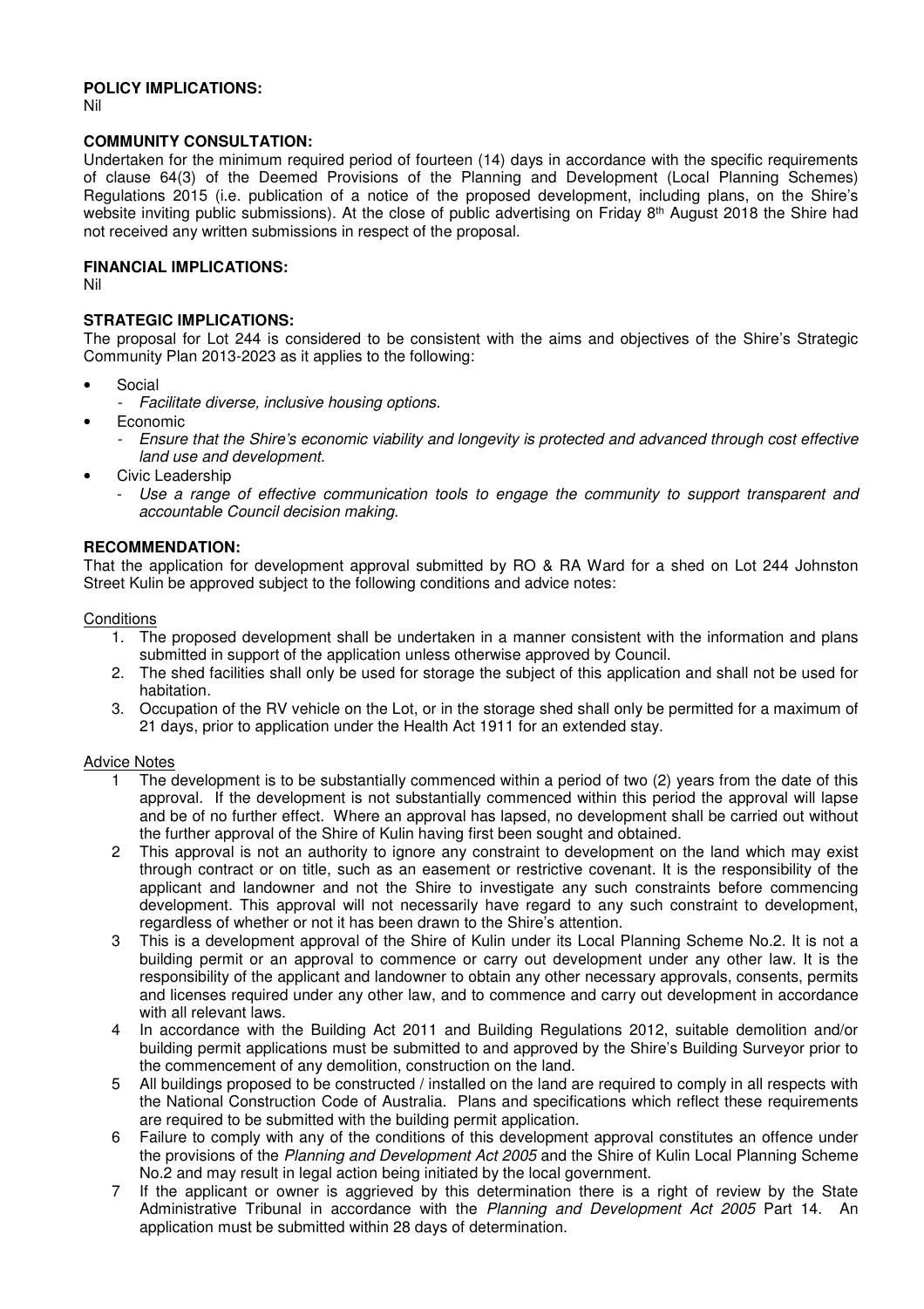**POLICY IMPLICATIONS:**
Nil

**COMMUNITY CONSULTATION:**
Undertaken for the minimum required period of fourteen (14) days in accordance with the specific requirements of clause 64(3) of the Deemed Provisions of the Planning and Development (Local Planning Schemes) Regulations 2015 (i.e. publication of a notice of the proposed development, including plans, on the Shire's website inviting public submissions). At the close of public advertising on Friday 8th August 2018 the Shire had not received any written submissions in respect of the proposal.

**FINANCIAL IMPLICATIONS:**
Nil

**STRATEGIC IMPLICATIONS:**
The proposal for Lot 244 is considered to be consistent with the aims and objectives of the Shire's Strategic Community Plan 2013-2023 as it applies to the following:

- Social
  - *Facilitate diverse, inclusive housing options.*
- Economic
  - *Ensure that the Shire's economic viability and longevity is protected and advanced through cost effective land use and development.*
- Civic Leadership
  - *Use a range of effective communication tools to engage the community to support transparent and accountable Council decision making.*

**RECOMMENDATION:**
That the application for development approval submitted by RO & RA Ward for a shed on Lot 244 Johnston Street Kulin be approved subject to the following conditions and advice notes:

Conditions

1. The proposed development shall be undertaken in a manner consistent with the information and plans submitted in support of the application unless otherwise approved by Council.
2. The shed facilities shall only be used for storage the subject of this application and shall not be used for habitation.
3. Occupation of the RV vehicle on the Lot, or in the storage shed shall only be permitted for a maximum of 21 days, prior to application under the Health Act 1911 for an extended stay.

Advice Notes

1. The development is to be substantially commenced within a period of two (2) years from the date of this approval. If the development is not substantially commenced within this period the approval will lapse and be of no further effect. Where an approval has lapsed, no development shall be carried out without the further approval of the Shire of Kulin having first been sought and obtained.
2. This approval is not an authority to ignore any constraint to development on the land which may exist through contract or on title, such as an easement or restrictive covenant. It is the responsibility of the applicant and landowner and not the Shire to investigate any such constraints before commencing development. This approval will not necessarily have regard to any such constraint to development, regardless of whether or not it has been drawn to the Shire's attention.
3. This is a development approval of the Shire of Kulin under its Local Planning Scheme No.2. It is not a building permit or an approval to commence or carry out development under any other law. It is the responsibility of the applicant and landowner to obtain any other necessary approvals, consents, permits and licenses required under any other law, and to commence and carry out development in accordance with all relevant laws.
4. In accordance with the Building Act 2011 and Building Regulations 2012, suitable demolition and/or building permit applications must be submitted to and approved by the Shire's Building Surveyor prior to the commencement of any demolition, construction on the land.
5. All buildings proposed to be constructed / installed on the land are required to comply in all respects with the National Construction Code of Australia. Plans and specifications which reflect these requirements are required to be submitted with the building permit application.
6. Failure to comply with any of the conditions of this development approval constitutes an offence under the provisions of the *Planning and Development Act 2005* and the Shire of Kulin Local Planning Scheme No.2 and may result in legal action being initiated by the local government.
7. If the applicant or owner is aggrieved by this determination there is a right of review by the State Administrative Tribunal in accordance with the *Planning and Development Act 2005* Part 14. An application must be submitted within 28 days of determination.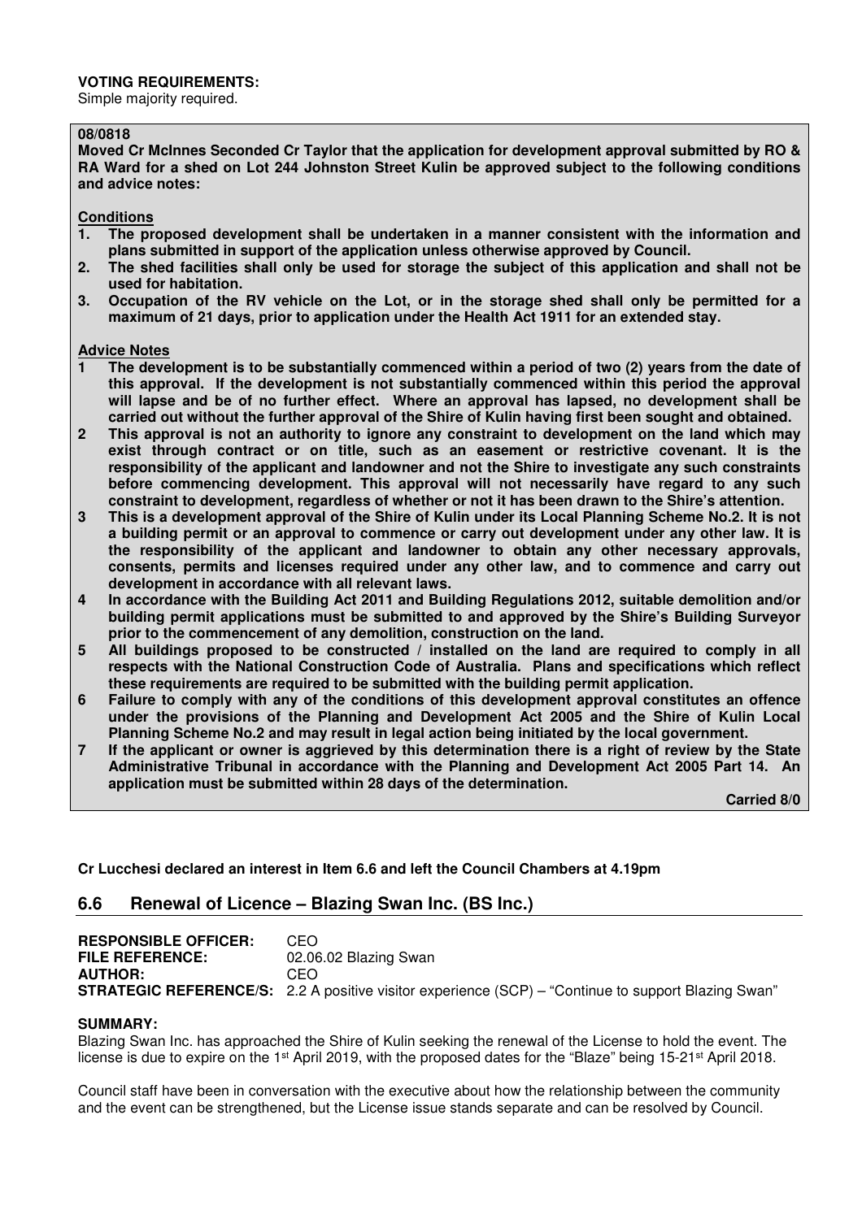**VOTING REQUIREMENTS:**
Simple majority required.

**08/0818**
**Moved Cr McInnes Seconded Cr Taylor that the application for development approval submitted by RO & RA Ward for a shed on Lot 244 Johnston Street Kulin be approved subject to the following conditions and advice notes:**

**Conditions**

1. **The proposed development shall be undertaken in a manner consistent with the information and plans submitted in support of the application unless otherwise approved by Council.**
2. **The shed facilities shall only be used for storage the subject of this application and shall not be used for habitation.**
3. **Occupation of the RV vehicle on the Lot, or in the storage shed shall only be permitted for a maximum of 21 days, prior to application under the Health Act 1911 for an extended stay.**

**Advice Notes**

1. **The development is to be substantially commenced within a period of two (2) years from the date of this approval. If the development is not substantially commenced within this period the approval will lapse and be of no further effect. Where an approval has lapsed, no development shall be carried out without the further approval of the Shire of Kulin having first been sought and obtained.**
2. **This approval is not an authority to ignore any constraint to development on the land which may exist through contract or on title, such as an easement or restrictive covenant. It is the responsibility of the applicant and landowner and not the Shire to investigate any such constraints before commencing development. This approval will not necessarily have regard to any such constraint to development, regardless of whether or not it has been drawn to the Shire's attention.**
3. **This is a development approval of the Shire of Kulin under its Local Planning Scheme No.2. It is not a building permit or an approval to commence or carry out development under any other law. It is the responsibility of the applicant and landowner to obtain any other necessary approvals, consents, permits and licenses required under any other law, and to commence and carry out development in accordance with all relevant laws.**
4. **In accordance with the Building Act 2011 and Building Regulations 2012, suitable demolition and/or building permit applications must be submitted to and approved by the Shire's Building Surveyor prior to the commencement of any demolition, construction on the land.**
5. **All buildings proposed to be constructed / installed on the land are required to comply in all respects with the National Construction Code of Australia. Plans and specifications which reflect these requirements are required to be submitted with the building permit application.**
6. **Failure to comply with any of the conditions of this development approval constitutes an offence under the provisions of the Planning and Development Act 2005 and the Shire of Kulin Local Planning Scheme No.2 and may result in legal action being initiated by the local government.**
7. **If the applicant or owner is aggrieved by this determination there is a right of review by the State Administrative Tribunal in accordance with the Planning and Development Act 2005 Part 14. An application must be submitted within 28 days of the determination.**

**Carried 8/0**

**Cr Lucchesi declared an interest in Item 6.6 and left the Council Chambers at 4.19pm**

## 6.6 Renewal of Licence – Blazing Swan Inc. (BS Inc.)

**RESPONSIBLE OFFICER:** CEO
**FILE REFERENCE:** 02.06.02 Blazing Swan
**AUTHOR:** CEO
**STRATEGIC REFERENCE/S:** 2.2 A positive visitor experience (SCP) – "Continue to support Blazing Swan"

**SUMMARY:**
Blazing Swan Inc. has approached the Shire of Kulin seeking the renewal of the License to hold the event. The license is due to expire on the 1st April 2019, with the proposed dates for the "Blaze" being 15-21st April 2018.

Council staff have been in conversation with the executive about how the relationship between the community and the event can be strengthened, but the License issue stands separate and can be resolved by Council.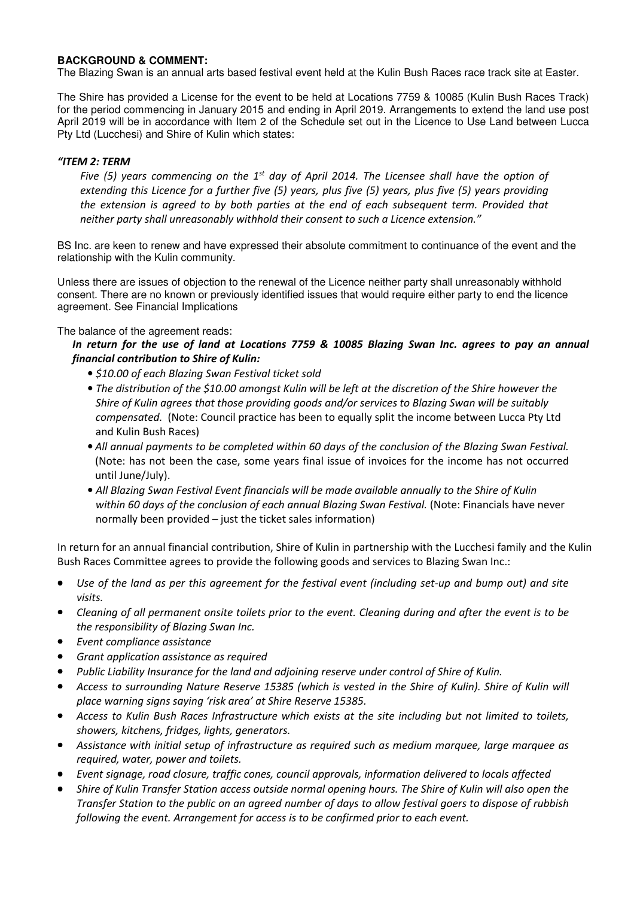**BACKGROUND & COMMENT:**
The Blazing Swan is an annual arts based festival event held at the Kulin Bush Races race track site at Easter.

The Shire has provided a License for the event to be held at Locations 7759 & 10085 (Kulin Bush Races Track) for the period commencing in January 2015 and ending in April 2019. Arrangements to extend the land use post April 2019 will be in accordance with Item 2 of the Schedule set out in the Licence to Use Land between Lucca Pty Ltd (Lucchesi) and Shire of Kulin which states:

***"ITEM 2: TERM***

> *Five (5) years commencing on the 1st day of April 2014. The Licensee shall have the option of extending this Licence for a further five (5) years, plus five (5) years, plus five (5) years providing the extension is agreed to by both parties at the end of each subsequent term. Provided that neither party shall unreasonably withhold their consent to such a Licence extension."*

BS Inc. are keen to renew and have expressed their absolute commitment to continuance of the event and the relationship with the Kulin community.

Unless there are issues of objection to the renewal of the Licence neither party shall unreasonably withhold consent. There are no known or previously identified issues that would require either party to end the licence agreement. See Financial Implications

The balance of the agreement reads:

***In return for the use of land at Locations 7759 & 10085 Blazing Swan Inc. agrees to pay an annual financial contribution to Shire of Kulin:***

- *$10.00 of each Blazing Swan Festival ticket sold*
- *The distribution of the $10.00 amongst Kulin will be left at the discretion of the Shire however the Shire of Kulin agrees that those providing goods and/or services to Blazing Swan will be suitably compensated.* (Note: Council practice has been to equally split the income between Lucca Pty Ltd and Kulin Bush Races)
- *All annual payments to be completed within 60 days of the conclusion of the Blazing Swan Festival.* (Note: has not been the case, some years final issue of invoices for the income has not occurred until June/July).
- *All Blazing Swan Festival Event financials will be made available annually to the Shire of Kulin within 60 days of the conclusion of each annual Blazing Swan Festival.* (Note: Financials have never normally been provided – just the ticket sales information)

In return for an annual financial contribution, Shire of Kulin in partnership with the Lucchesi family and the Kulin Bush Races Committee agrees to provide the following goods and services to Blazing Swan Inc.:

- *Use of the land as per this agreement for the festival event (including set-up and bump out) and site visits.*
- *Cleaning of all permanent onsite toilets prior to the event. Cleaning during and after the event is to be the responsibility of Blazing Swan Inc.*
- *Event compliance assistance*
- *Grant application assistance as required*
- *Public Liability Insurance for the land and adjoining reserve under control of Shire of Kulin.*
- *Access to surrounding Nature Reserve 15385 (which is vested in the Shire of Kulin). Shire of Kulin will place warning signs saying 'risk area' at Shire Reserve 15385.*
- *Access to Kulin Bush Races Infrastructure which exists at the site including but not limited to toilets, showers, kitchens, fridges, lights, generators.*
- *Assistance with initial setup of infrastructure as required such as medium marquee, large marquee as required, water, power and toilets.*
- *Event signage, road closure, traffic cones, council approvals, information delivered to locals affected*
- *Shire of Kulin Transfer Station access outside normal opening hours. The Shire of Kulin will also open the Transfer Station to the public on an agreed number of days to allow festival goers to dispose of rubbish following the event. Arrangement for access is to be confirmed prior to each event.*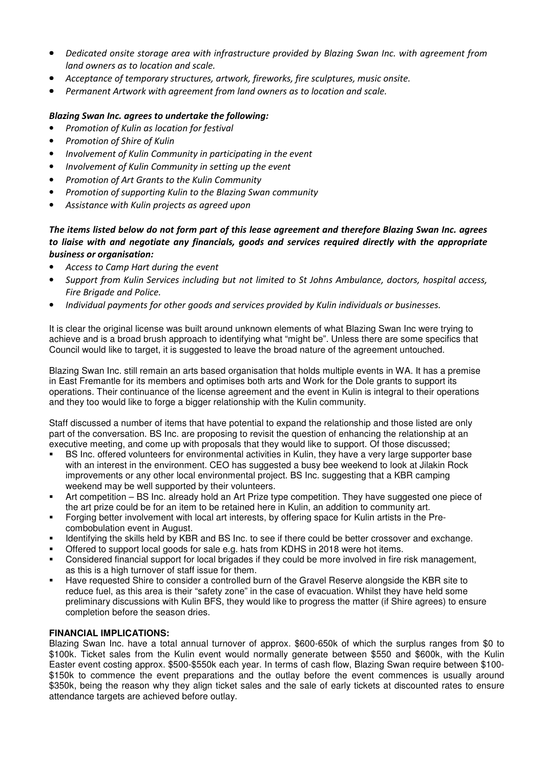- *Dedicated onsite storage area with infrastructure provided by Blazing Swan Inc. with agreement from land owners as to location and scale.*
- *Acceptance of temporary structures, artwork, fireworks, fire sculptures, music onsite.*
- *Permanent Artwork with agreement from land owners as to location and scale.*

***Blazing Swan Inc. agrees to undertake the following:***

- *Promotion of Kulin as location for festival*
- *Promotion of Shire of Kulin*
- *Involvement of Kulin Community in participating in the event*
- *Involvement of Kulin Community in setting up the event*
- *Promotion of Art Grants to the Kulin Community*
- *Promotion of supporting Kulin to the Blazing Swan community*
- *Assistance with Kulin projects as agreed upon*

***The items listed below do not form part of this lease agreement and therefore Blazing Swan Inc. agrees to liaise with and negotiate any financials, goods and services required directly with the appropriate business or organisation:***

- *Access to Camp Hart during the event*
- *Support from Kulin Services including but not limited to St Johns Ambulance, doctors, hospital access, Fire Brigade and Police.*
- *Individual payments for other goods and services provided by Kulin individuals or businesses.*

It is clear the original license was built around unknown elements of what Blazing Swan Inc were trying to achieve and is a broad brush approach to identifying what "might be". Unless there are some specifics that Council would like to target, it is suggested to leave the broad nature of the agreement untouched.

Blazing Swan Inc. still remain an arts based organisation that holds multiple events in WA. It has a premise in East Fremantle for its members and optimises both arts and Work for the Dole grants to support its operations. Their continuance of the license agreement and the event in Kulin is integral to their operations and they too would like to forge a bigger relationship with the Kulin community.

Staff discussed a number of items that have potential to expand the relationship and those listed are only part of the conversation. BS Inc. are proposing to revisit the question of enhancing the relationship at an executive meeting, and come up with proposals that they would like to support. Of those discussed;

- BS Inc. offered volunteers for environmental activities in Kulin, they have a very large supporter base with an interest in the environment. CEO has suggested a busy bee weekend to look at Jilakin Rock improvements or any other local environmental project. BS Inc. suggesting that a KBR camping weekend may be well supported by their volunteers.
- Art competition – BS Inc. already hold an Art Prize type competition. They have suggested one piece of the art prize could be for an item to be retained here in Kulin, an addition to community art.
- Forging better involvement with local art interests, by offering space for Kulin artists in the Pre-combobulation event in August.
- Identifying the skills held by KBR and BS Inc. to see if there could be better crossover and exchange.
- Offered to support local goods for sale e.g. hats from KDHS in 2018 were hot items.
- Considered financial support for local brigades if they could be more involved in fire risk management, as this is a high turnover of staff issue for them.
- Have requested Shire to consider a controlled burn of the Gravel Reserve alongside the KBR site to reduce fuel, as this area is their "safety zone" in the case of evacuation. Whilst they have held some preliminary discussions with Kulin BFS, they would like to progress the matter (if Shire agrees) to ensure completion before the season dries.

**FINANCIAL IMPLICATIONS:**

Blazing Swan Inc. have a total annual turnover of approx. $600-650k of which the surplus ranges from $0 to $100k. Ticket sales from the Kulin event would normally generate between $550 and $600k, with the Kulin Easter event costing approx. $500-$550k each year. In terms of cash flow, Blazing Swan require between $100-$150k to commence the event preparations and the outlay before the event commences is usually around $350k, being the reason why they align ticket sales and the sale of early tickets at discounted rates to ensure attendance targets are achieved before outlay.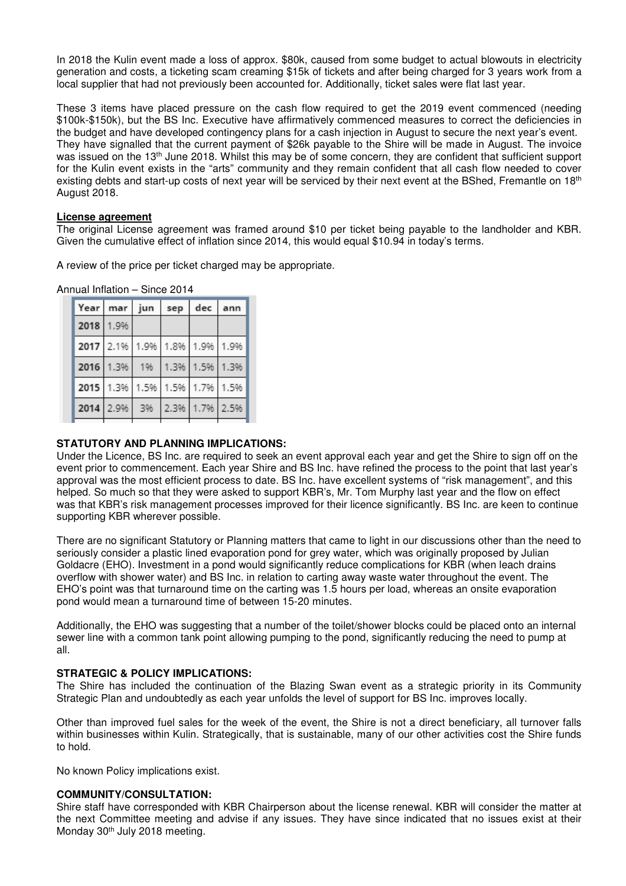In 2018 the Kulin event made a loss of approx. $80k, caused from some budget to actual blowouts in electricity generation and costs, a ticketing scam creaming $15k of tickets and after being charged for 3 years work from a local supplier that had not previously been accounted for. Additionally, ticket sales were flat last year.

These 3 items have placed pressure on the cash flow required to get the 2019 event commenced (needing $100k-$150k), but the BS Inc. Executive have affirmatively commenced measures to correct the deficiencies in the budget and have developed contingency plans for a cash injection in August to secure the next year's event. They have signalled that the current payment of $26k payable to the Shire will be made in August. The invoice was issued on the 13th June 2018. Whilst this may be of some concern, they are confident that sufficient support for the Kulin event exists in the "arts" community and they remain confident that all cash flow needed to cover existing debts and start-up costs of next year will be serviced by their next event at the BShed, Fremantle on 18th August 2018.

**License agreement**

The original License agreement was framed around $10 per ticket being payable to the landholder and KBR. Given the cumulative effect of inflation since 2014, this would equal $10.94 in today's terms.

A review of the price per ticket charged may be appropriate.

Annual Inflation – Since 2014

| Year | mar | jun | sep | dec | ann |
|---|---|---|---|---|---|
| 2018 | 1.9% | | | | |
| 2017 | 2.1% | 1.9% | 1.8% | 1.9% | 1.9% |
| 2016 | 1.3% | 1% | 1.3% | 1.5% | 1.3% |
| 2015 | 1.3% | 1.5% | 1.5% | 1.7% | 1.5% |
| 2014 | 2.9% | 3% | 2.3% | 1.7% | 2.5% |

**STATUTORY AND PLANNING IMPLICATIONS:**

Under the Licence, BS Inc. are required to seek an event approval each year and get the Shire to sign off on the event prior to commencement. Each year Shire and BS Inc. have refined the process to the point that last year's approval was the most efficient process to date. BS Inc. have excellent systems of "risk management", and this helped. So much so that they were asked to support KBR's, Mr. Tom Murphy last year and the flow on effect was that KBR's risk management processes improved for their licence significantly. BS Inc. are keen to continue supporting KBR wherever possible.

There are no significant Statutory or Planning matters that came to light in our discussions other than the need to seriously consider a plastic lined evaporation pond for grey water, which was originally proposed by Julian Goldacre (EHO). Investment in a pond would significantly reduce complications for KBR (when leach drains overflow with shower water) and BS Inc. in relation to carting away waste water throughout the event. The EHO's point was that turnaround time on the carting was 1.5 hours per load, whereas an onsite evaporation pond would mean a turnaround time of between 15-20 minutes.

Additionally, the EHO was suggesting that a number of the toilet/shower blocks could be placed onto an internal sewer line with a common tank point allowing pumping to the pond, significantly reducing the need to pump at all.

**STRATEGIC & POLICY IMPLICATIONS:**

The Shire has included the continuation of the Blazing Swan event as a strategic priority in its Community Strategic Plan and undoubtedly as each year unfolds the level of support for BS Inc. improves locally.

Other than improved fuel sales for the week of the event, the Shire is not a direct beneficiary, all turnover falls within businesses within Kulin. Strategically, that is sustainable, many of our other activities cost the Shire funds to hold.

No known Policy implications exist.

**COMMUNITY/CONSULTATION:**

Shire staff have corresponded with KBR Chairperson about the license renewal. KBR will consider the matter at the next Committee meeting and advise if any issues. They have since indicated that no issues exist at their Monday 30th July 2018 meeting.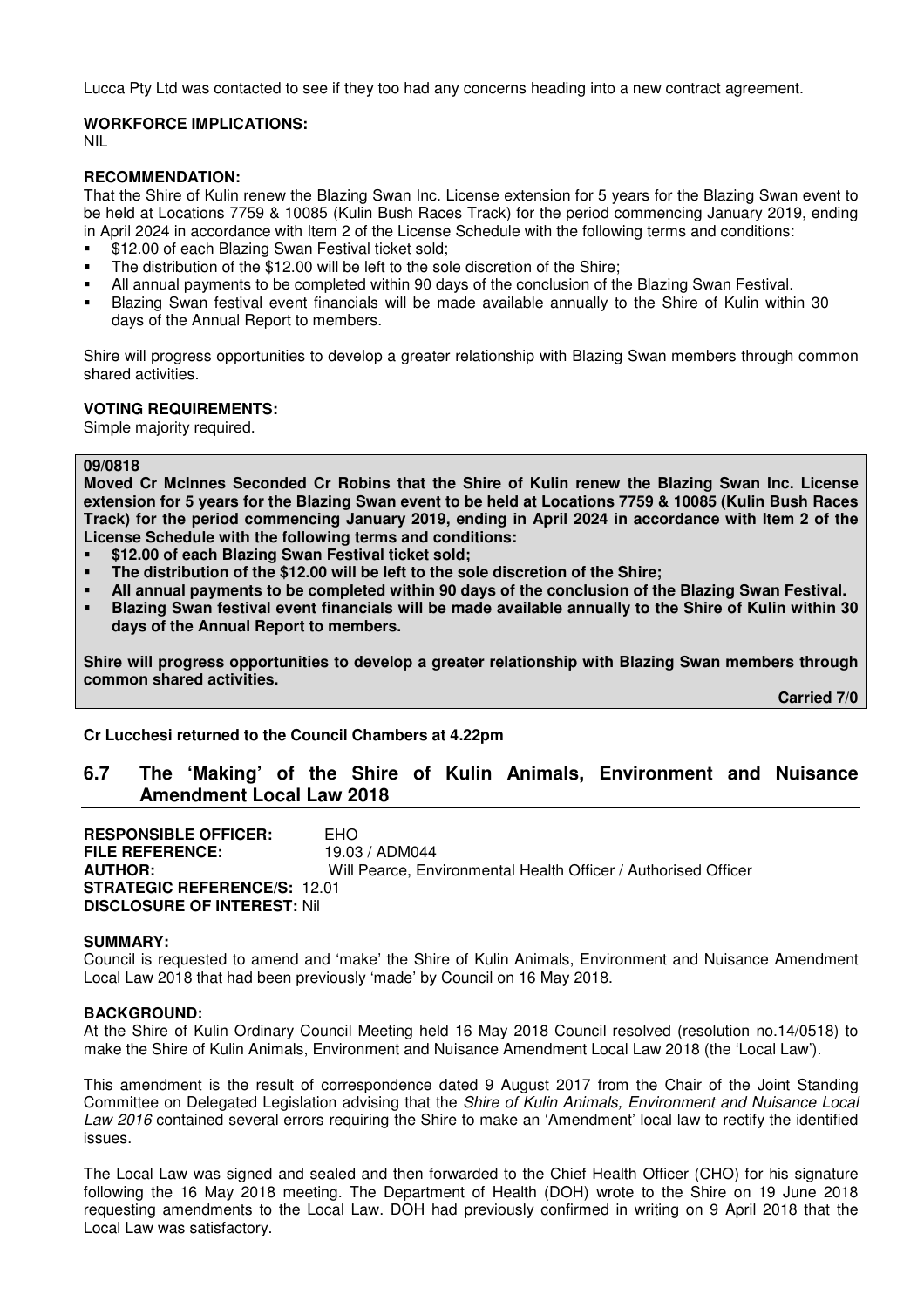Lucca Pty Ltd was contacted to see if they too had any concerns heading into a new contract agreement.

**WORKFORCE IMPLICATIONS:**
NIL

**RECOMMENDATION:**
That the Shire of Kulin renew the Blazing Swan Inc. License extension for 5 years for the Blazing Swan event to be held at Locations 7759 & 10085 (Kulin Bush Races Track) for the period commencing January 2019, ending in April 2024 in accordance with Item 2 of the License Schedule with the following terms and conditions:

- $12.00 of each Blazing Swan Festival ticket sold;
- The distribution of the $12.00 will be left to the sole discretion of the Shire;
- All annual payments to be completed within 90 days of the conclusion of the Blazing Swan Festival.
- Blazing Swan festival event financials will be made available annually to the Shire of Kulin within 30 days of the Annual Report to members.

Shire will progress opportunities to develop a greater relationship with Blazing Swan members through common shared activities.

**VOTING REQUIREMENTS:**
Simple majority required.

**09/0818**
**Moved Cr McInnes Seconded Cr Robins that the Shire of Kulin renew the Blazing Swan Inc. License extension for 5 years for the Blazing Swan event to be held at Locations 7759 & 10085 (Kulin Bush Races Track) for the period commencing January 2019, ending in April 2024 in accordance with Item 2 of the License Schedule with the following terms and conditions:**

- **$12.00 of each Blazing Swan Festival ticket sold;**
- **The distribution of the $12.00 will be left to the sole discretion of the Shire;**
- **All annual payments to be completed within 90 days of the conclusion of the Blazing Swan Festival.**
- **Blazing Swan festival event financials will be made available annually to the Shire of Kulin within 30 days of the Annual Report to members.**

**Shire will progress opportunities to develop a greater relationship with Blazing Swan members through common shared activities.**

**Carried 7/0**

**Cr Lucchesi returned to the Council Chambers at 4.22pm**

## 6.7 The 'Making' of the Shire of Kulin Animals, Environment and Nuisance Amendment Local Law 2018

**RESPONSIBLE OFFICER:** EHO
**FILE REFERENCE:** 19.03 / ADM044
**AUTHOR:** Will Pearce, Environmental Health Officer / Authorised Officer
**STRATEGIC REFERENCE/S:** 12.01
**DISCLOSURE OF INTEREST:** Nil

**SUMMARY:**
Council is requested to amend and 'make' the Shire of Kulin Animals, Environment and Nuisance Amendment Local Law 2018 that had been previously 'made' by Council on 16 May 2018.

**BACKGROUND:**
At the Shire of Kulin Ordinary Council Meeting held 16 May 2018 Council resolved (resolution no.14/0518) to make the Shire of Kulin Animals, Environment and Nuisance Amendment Local Law 2018 (the 'Local Law').

This amendment is the result of correspondence dated 9 August 2017 from the Chair of the Joint Standing Committee on Delegated Legislation advising that the *Shire of Kulin Animals, Environment and Nuisance Local Law 2016* contained several errors requiring the Shire to make an 'Amendment' local law to rectify the identified issues.

The Local Law was signed and sealed and then forwarded to the Chief Health Officer (CHO) for his signature following the 16 May 2018 meeting. The Department of Health (DOH) wrote to the Shire on 19 June 2018 requesting amendments to the Local Law. DOH had previously confirmed in writing on 9 April 2018 that the Local Law was satisfactory.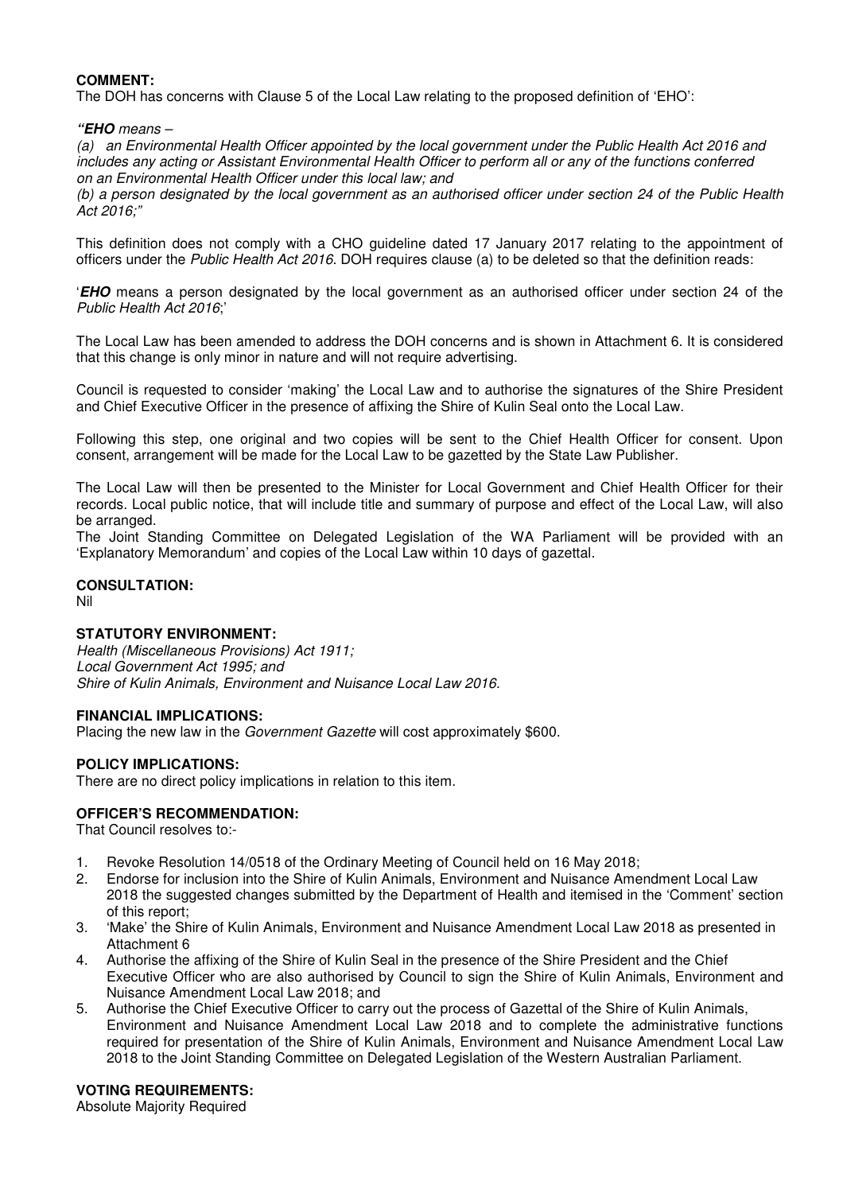**COMMENT:**
The DOH has concerns with Clause 5 of the Local Law relating to the proposed definition of 'EHO':

***"EHO** means –*

*(a) an Environmental Health Officer appointed by the local government under the Public Health Act 2016 and includes any acting or Assistant Environmental Health Officer to perform all or any of the functions conferred on an Environmental Health Officer under this local law; and*

*(b) a person designated by the local government as an authorised officer under section 24 of the Public Health Act 2016;"*

This definition does not comply with a CHO guideline dated 17 January 2017 relating to the appointment of officers under the *Public Health Act 2016.* DOH requires clause (a) to be deleted so that the definition reads:

'***EHO*** means a person designated by the local government as an authorised officer under section 24 of the *Public Health Act 2016*;'

The Local Law has been amended to address the DOH concerns and is shown in Attachment 6. It is considered that this change is only minor in nature and will not require advertising.

Council is requested to consider 'making' the Local Law and to authorise the signatures of the Shire President and Chief Executive Officer in the presence of affixing the Shire of Kulin Seal onto the Local Law.

Following this step, one original and two copies will be sent to the Chief Health Officer for consent. Upon consent, arrangement will be made for the Local Law to be gazetted by the State Law Publisher.

The Local Law will then be presented to the Minister for Local Government and Chief Health Officer for their records. Local public notice, that will include title and summary of purpose and effect of the Local Law, will also be arranged.
The Joint Standing Committee on Delegated Legislation of the WA Parliament will be provided with an 'Explanatory Memorandum' and copies of the Local Law within 10 days of gazettal.

**CONSULTATION:**
Nil

**STATUTORY ENVIRONMENT:**
*Health (Miscellaneous Provisions) Act 1911;*
*Local Government Act 1995; and*
*Shire of Kulin Animals, Environment and Nuisance Local Law 2016.*

**FINANCIAL IMPLICATIONS:**
Placing the new law in the *Government Gazette* will cost approximately $600.

**POLICY IMPLICATIONS:**
There are no direct policy implications in relation to this item.

**OFFICER'S RECOMMENDATION:**
That Council resolves to:-

1. Revoke Resolution 14/0518 of the Ordinary Meeting of Council held on 16 May 2018;
2. Endorse for inclusion into the Shire of Kulin Animals, Environment and Nuisance Amendment Local Law 2018 the suggested changes submitted by the Department of Health and itemised in the 'Comment' section of this report;
3. 'Make' the Shire of Kulin Animals, Environment and Nuisance Amendment Local Law 2018 as presented in Attachment 6
4. Authorise the affixing of the Shire of Kulin Seal in the presence of the Shire President and the Chief Executive Officer who are also authorised by Council to sign the Shire of Kulin Animals, Environment and Nuisance Amendment Local Law 2018; and
5. Authorise the Chief Executive Officer to carry out the process of Gazettal of the Shire of Kulin Animals, Environment and Nuisance Amendment Local Law 2018 and to complete the administrative functions required for presentation of the Shire of Kulin Animals, Environment and Nuisance Amendment Local Law 2018 to the Joint Standing Committee on Delegated Legislation of the Western Australian Parliament.

**VOTING REQUIREMENTS:**
Absolute Majority Required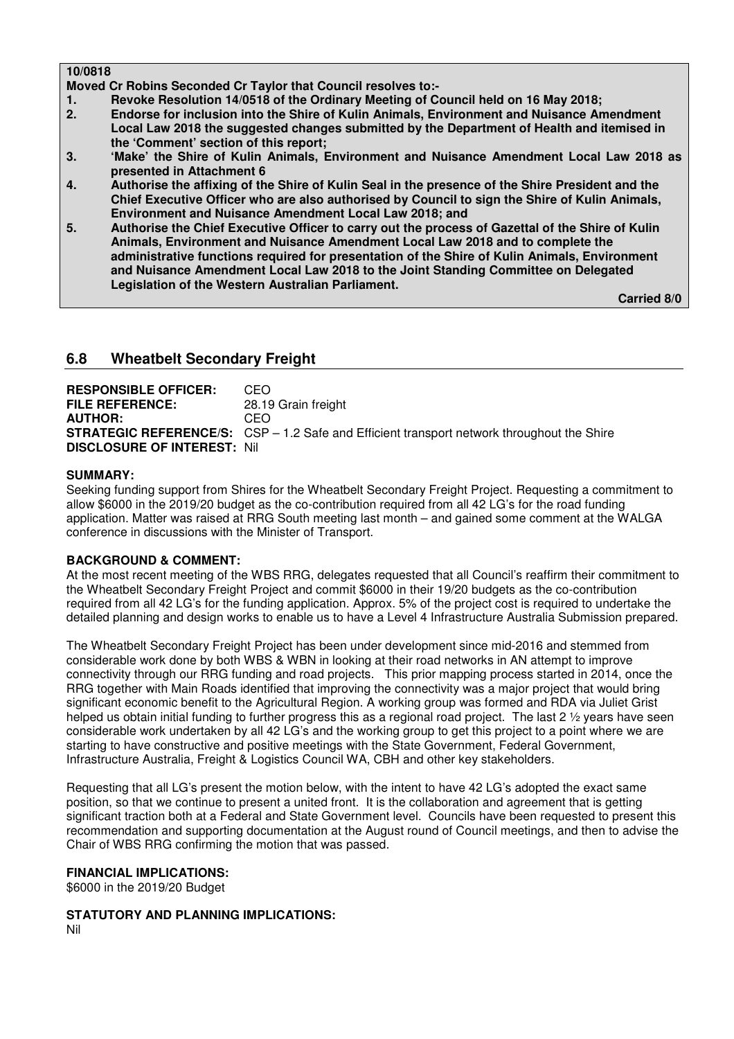**10/0818**

**Moved Cr Robins Seconded Cr Taylor that Council resolves to:-**

1. **Revoke Resolution 14/0518 of the Ordinary Meeting of Council held on 16 May 2018;**
2. **Endorse for inclusion into the Shire of Kulin Animals, Environment and Nuisance Amendment Local Law 2018 the suggested changes submitted by the Department of Health and itemised in the 'Comment' section of this report;**
3. **'Make' the Shire of Kulin Animals, Environment and Nuisance Amendment Local Law 2018 as presented in Attachment 6**
4. **Authorise the affixing of the Shire of Kulin Seal in the presence of the Shire President and the Chief Executive Officer who are also authorised by Council to sign the Shire of Kulin Animals, Environment and Nuisance Amendment Local Law 2018; and**
5. **Authorise the Chief Executive Officer to carry out the process of Gazettal of the Shire of Kulin Animals, Environment and Nuisance Amendment Local Law 2018 and to complete the administrative functions required for presentation of the Shire of Kulin Animals, Environment and Nuisance Amendment Local Law 2018 to the Joint Standing Committee on Delegated Legislation of the Western Australian Parliament.**

**Carried 8/0**

## 6.8 Wheatbelt Secondary Freight

**RESPONSIBLE OFFICER:** CEO
**FILE REFERENCE:** 28.19 Grain freight
**AUTHOR:** CEO
**STRATEGIC REFERENCE/S:** CSP – 1.2 Safe and Efficient transport network throughout the Shire
**DISCLOSURE OF INTEREST:** Nil

**SUMMARY:**

Seeking funding support from Shires for the Wheatbelt Secondary Freight Project. Requesting a commitment to allow $6000 in the 2019/20 budget as the co-contribution required from all 42 LG's for the road funding application. Matter was raised at RRG South meeting last month – and gained some comment at the WALGA conference in discussions with the Minister of Transport.

**BACKGROUND & COMMENT:**

At the most recent meeting of the WBS RRG, delegates requested that all Council's reaffirm their commitment to the Wheatbelt Secondary Freight Project and commit $6000 in their 19/20 budgets as the co-contribution required from all 42 LG's for the funding application. Approx. 5% of the project cost is required to undertake the detailed planning and design works to enable us to have a Level 4 Infrastructure Australia Submission prepared.

The Wheatbelt Secondary Freight Project has been under development since mid-2016 and stemmed from considerable work done by both WBS & WBN in looking at their road networks in AN attempt to improve connectivity through our RRG funding and road projects. This prior mapping process started in 2014, once the RRG together with Main Roads identified that improving the connectivity was a major project that would bring significant economic benefit to the Agricultural Region. A working group was formed and RDA via Juliet Grist helped us obtain initial funding to further progress this as a regional road project. The last 2 ½ years have seen considerable work undertaken by all 42 LG's and the working group to get this project to a point where we are starting to have constructive and positive meetings with the State Government, Federal Government, Infrastructure Australia, Freight & Logistics Council WA, CBH and other key stakeholders.

Requesting that all LG's present the motion below, with the intent to have 42 LG's adopted the exact same position, so that we continue to present a united front. It is the collaboration and agreement that is getting significant traction both at a Federal and State Government level. Councils have been requested to present this recommendation and supporting documentation at the August round of Council meetings, and then to advise the Chair of WBS RRG confirming the motion that was passed.

**FINANCIAL IMPLICATIONS:**

$6000 in the 2019/20 Budget

**STATUTORY AND PLANNING IMPLICATIONS:**

Nil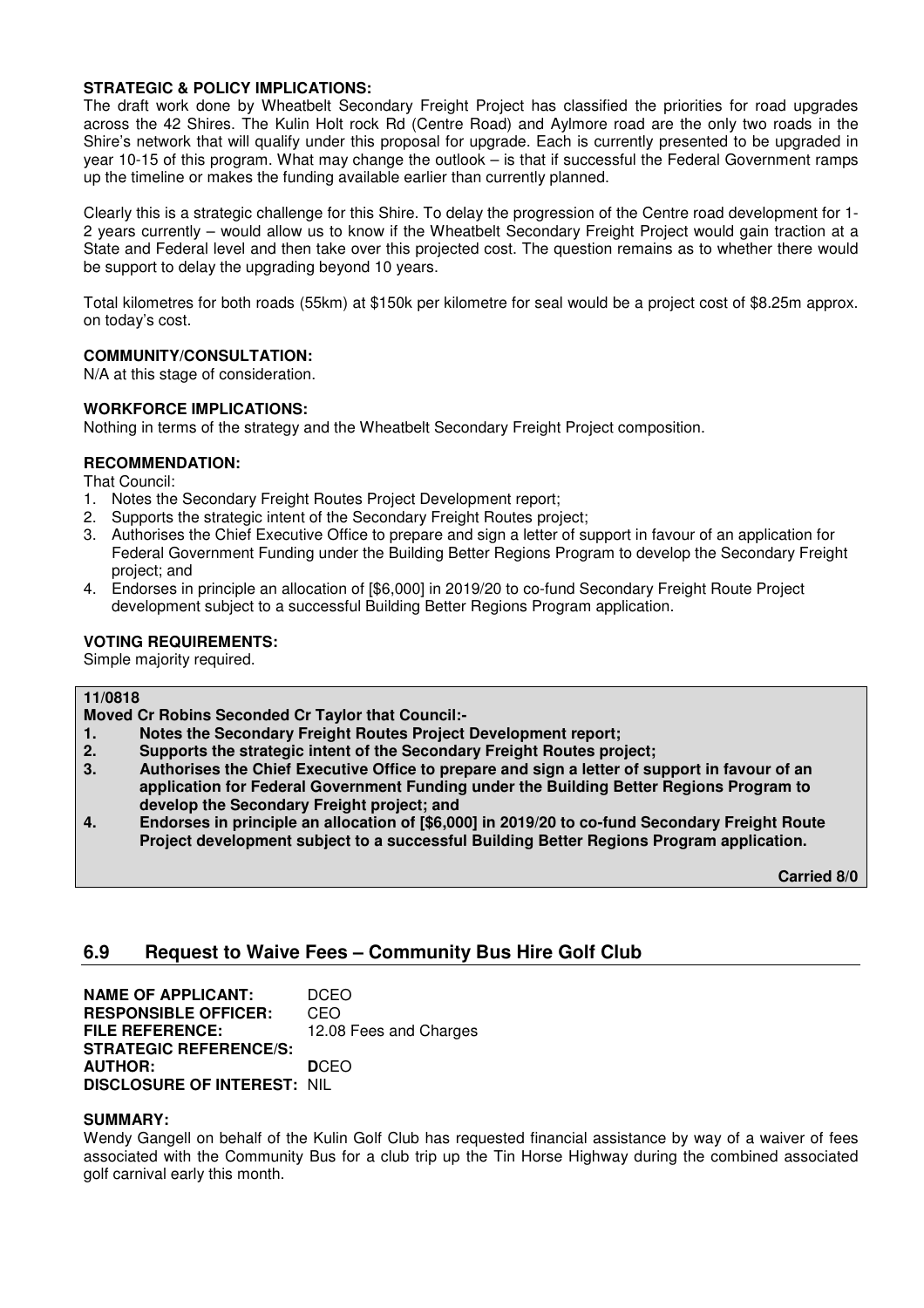**STRATEGIC & POLICY IMPLICATIONS:**
The draft work done by Wheatbelt Secondary Freight Project has classified the priorities for road upgrades across the 42 Shires. The Kulin Holt rock Rd (Centre Road) and Aylmore road are the only two roads in the Shire's network that will qualify under this proposal for upgrade. Each is currently presented to be upgraded in year 10-15 of this program. What may change the outlook – is that if successful the Federal Government ramps up the timeline or makes the funding available earlier than currently planned.

Clearly this is a strategic challenge for this Shire. To delay the progression of the Centre road development for 1-2 years currently – would allow us to know if the Wheatbelt Secondary Freight Project would gain traction at a State and Federal level and then take over this projected cost. The question remains as to whether there would be support to delay the upgrading beyond 10 years.

Total kilometres for both roads (55km) at $150k per kilometre for seal would be a project cost of $8.25m approx. on today's cost.

**COMMUNITY/CONSULTATION:**
N/A at this stage of consideration.

**WORKFORCE IMPLICATIONS:**
Nothing in terms of the strategy and the Wheatbelt Secondary Freight Project composition.

**RECOMMENDATION:**
That Council:
1. Notes the Secondary Freight Routes Project Development report;
2. Supports the strategic intent of the Secondary Freight Routes project;
3. Authorises the Chief Executive Office to prepare and sign a letter of support in favour of an application for Federal Government Funding under the Building Better Regions Program to develop the Secondary Freight project; and
4. Endorses in principle an allocation of [$6,000] in 2019/20 to co-fund Secondary Freight Route Project development subject to a successful Building Better Regions Program application.

**VOTING REQUIREMENTS:**
Simple majority required.

**11/0818**
**Moved Cr Robins Seconded Cr Taylor that Council:-**
1. **Notes the Secondary Freight Routes Project Development report;**
2. **Supports the strategic intent of the Secondary Freight Routes project;**
3. **Authorises the Chief Executive Office to prepare and sign a letter of support in favour of an application for Federal Government Funding under the Building Better Regions Program to develop the Secondary Freight project; and**
4. **Endorses in principle an allocation of [$6,000] in 2019/20 to co-fund Secondary Freight Route Project development subject to a successful Building Better Regions Program application.**

**Carried 8/0**

## 6.9 Request to Waive Fees – Community Bus Hire Golf Club

**NAME OF APPLICANT:** DCEO
**RESPONSIBLE OFFICER:** CEO
**FILE REFERENCE:** 12.08 Fees and Charges
**STRATEGIC REFERENCE/S:**
**AUTHOR:** DCEO
**DISCLOSURE OF INTEREST:** NIL

**SUMMARY:**
Wendy Gangell on behalf of the Kulin Golf Club has requested financial assistance by way of a waiver of fees associated with the Community Bus for a club trip up the Tin Horse Highway during the combined associated golf carnival early this month.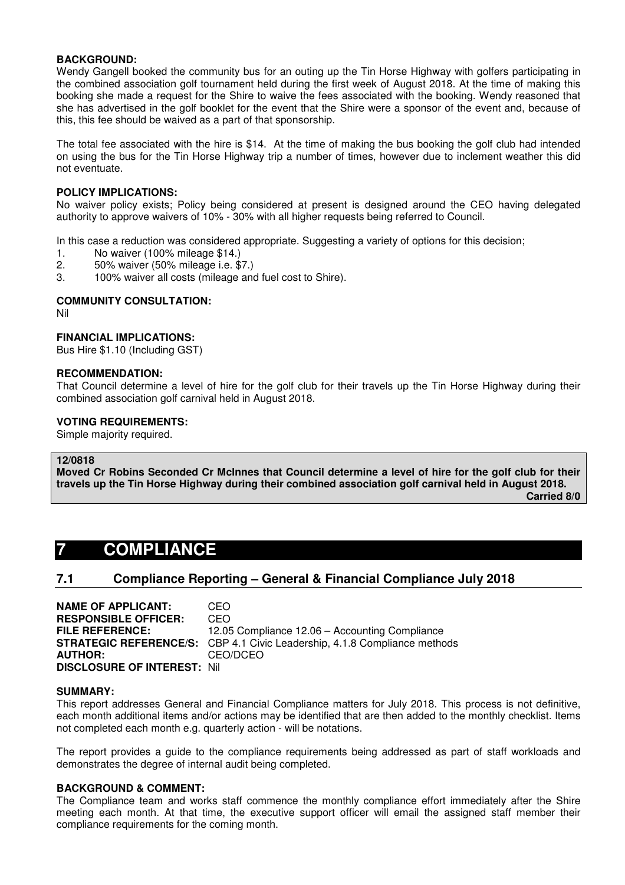**BACKGROUND:**
Wendy Gangell booked the community bus for an outing up the Tin Horse Highway with golfers participating in the combined association golf tournament held during the first week of August 2018. At the time of making this booking she made a request for the Shire to waive the fees associated with the booking. Wendy reasoned that she has advertised in the golf booklet for the event that the Shire were a sponsor of the event and, because of this, this fee should be waived as a part of that sponsorship.

The total fee associated with the hire is $14. At the time of making the bus booking the golf club had intended on using the bus for the Tin Horse Highway trip a number of times, however due to inclement weather this did not eventuate.

**POLICY IMPLICATIONS:**
No waiver policy exists; Policy being considered at present is designed around the CEO having delegated authority to approve waivers of 10% - 30% with all higher requests being referred to Council.

In this case a reduction was considered appropriate. Suggesting a variety of options for this decision;

1. No waiver (100% mileage $14.)
2. 50% waiver (50% mileage i.e. $7.)
3. 100% waiver all costs (mileage and fuel cost to Shire).

**COMMUNITY CONSULTATION:**
Nil

**FINANCIAL IMPLICATIONS:**
Bus Hire $1.10 (Including GST)

**RECOMMENDATION:**
That Council determine a level of hire for the golf club for their travels up the Tin Horse Highway during their combined association golf carnival held in August 2018.

**VOTING REQUIREMENTS:**
Simple majority required.

**12/0818**
**Moved Cr Robins Seconded Cr McInnes that Council determine a level of hire for the golf club for their travels up the Tin Horse Highway during their combined association golf carnival held in August 2018.**
**Carried 8/0**

# 7 COMPLIANCE

## 7.1 Compliance Reporting – General & Financial Compliance July 2018

**NAME OF APPLICANT:** CEO
**RESPONSIBLE OFFICER:** CEO
**FILE REFERENCE:** 12.05 Compliance 12.06 – Accounting Compliance
**STRATEGIC REFERENCE/S:** CBP 4.1 Civic Leadership, 4.1.8 Compliance methods
**AUTHOR:** CEO/DCEO
**DISCLOSURE OF INTEREST:** Nil

**SUMMARY:**
This report addresses General and Financial Compliance matters for July 2018. This process is not definitive, each month additional items and/or actions may be identified that are then added to the monthly checklist. Items not completed each month e.g. quarterly action - will be notations.

The report provides a guide to the compliance requirements being addressed as part of staff workloads and demonstrates the degree of internal audit being completed.

**BACKGROUND & COMMENT:**
The Compliance team and works staff commence the monthly compliance effort immediately after the Shire meeting each month. At that time, the executive support officer will email the assigned staff member their compliance requirements for the coming month.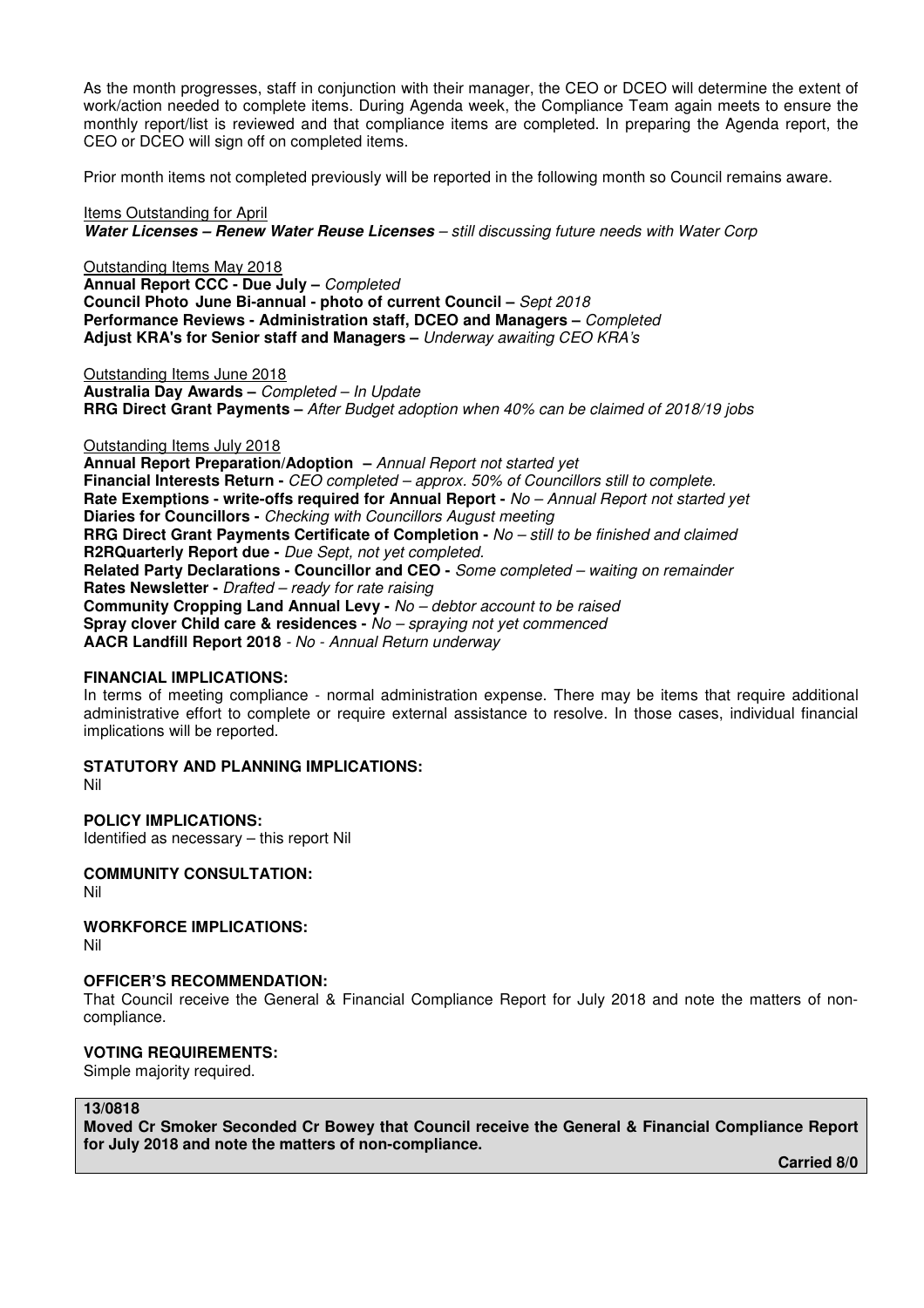As the month progresses, staff in conjunction with their manager, the CEO or DCEO will determine the extent of work/action needed to complete items. During Agenda week, the Compliance Team again meets to ensure the monthly report/list is reviewed and that compliance items are completed. In preparing the Agenda report, the CEO or DCEO will sign off on completed items.

Prior month items not completed previously will be reported in the following month so Council remains aware.

Items Outstanding for April
***Water Licenses – Renew Water Reuse Licenses*** – *still discussing future needs with Water Corp*

Outstanding Items May 2018
**Annual Report CCC - Due July –** *Completed*
**Council Photo June Bi-annual - photo of current Council –** *Sept 2018*
**Performance Reviews - Administration staff, DCEO and Managers –** *Completed*
**Adjust KRA's for Senior staff and Managers –** *Underway awaiting CEO KRA's*

Outstanding Items June 2018
**Australia Day Awards –** *Completed – In Update*
**RRG Direct Grant Payments –** *After Budget adoption when 40% can be claimed of 2018/19 jobs*

Outstanding Items July 2018
**Annual Report Preparation/Adoption –** *Annual Report not started yet*
**Financial Interests Return -** *CEO completed – approx. 50% of Councillors still to complete.*
**Rate Exemptions - write-offs required for Annual Report -** *No – Annual Report not started yet*
**Diaries for Councillors -** *Checking with Councillors August meeting*
**RRG Direct Grant Payments Certificate of Completion -** *No – still to be finished and claimed*
**R2RQuarterly Report due -** *Due Sept, not yet completed.*
**Related Party Declarations - Councillor and CEO -** *Some completed – waiting on remainder*
**Rates Newsletter -** *Drafted – ready for rate raising*
**Community Cropping Land Annual Levy -** *No – debtor account to be raised*
**Spray clover Child care & residences -** *No – spraying not yet commenced*
**AACR Landfill Report 2018** - *No - Annual Return underway*

**FINANCIAL IMPLICATIONS:**
In terms of meeting compliance - normal administration expense. There may be items that require additional administrative effort to complete or require external assistance to resolve. In those cases, individual financial implications will be reported.

**STATUTORY AND PLANNING IMPLICATIONS:**
Nil

**POLICY IMPLICATIONS:**
Identified as necessary – this report Nil

**COMMUNITY CONSULTATION:**
Nil

**WORKFORCE IMPLICATIONS:**
Nil

**OFFICER'S RECOMMENDATION:**
That Council receive the General & Financial Compliance Report for July 2018 and note the matters of non-compliance.

**VOTING REQUIREMENTS:**
Simple majority required.

**13/0818**
**Moved Cr Smoker Seconded Cr Bowey that Council receive the General & Financial Compliance Report for July 2018 and note the matters of non-compliance.**

**Carried 8/0**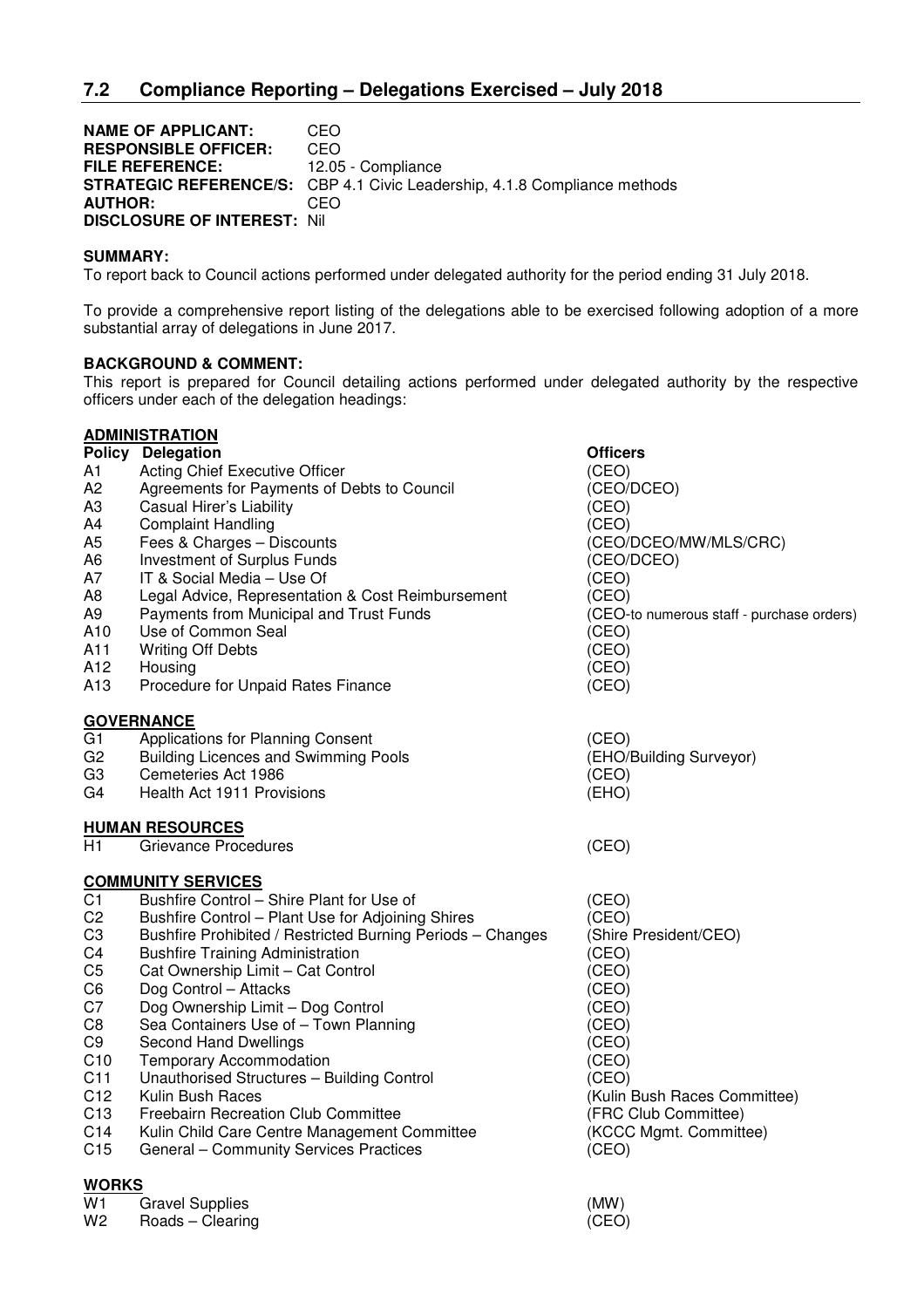## 7.2 Compliance Reporting – Delegations Exercised – July 2018

**NAME OF APPLICANT:** CEO
**RESPONSIBLE OFFICER:** CEO
**FILE REFERENCE:** 12.05 - Compliance
**STRATEGIC REFERENCE/S:** CBP 4.1 Civic Leadership, 4.1.8 Compliance methods
**AUTHOR:** CEO
**DISCLOSURE OF INTEREST:** Nil

**SUMMARY:**

To report back to Council actions performed under delegated authority for the period ending 31 July 2018.

To provide a comprehensive report listing of the delegations able to be exercised following adoption of a more substantial array of delegations in June 2017.

**BACKGROUND & COMMENT:**

This report is prepared for Council detailing actions performed under delegated authority by the respective officers under each of the delegation headings:

**ADMINISTRATION**

| Policy | Delegation | Officers |
|---|---|---|
| A1 | Acting Chief Executive Officer | (CEO) |
| A2 | Agreements for Payments of Debts to Council | (CEO/DCEO) |
| A3 | Casual Hirer's Liability | (CEO) |
| A4 | Complaint Handling | (CEO) |
| A5 | Fees & Charges – Discounts | (CEO/DCEO/MW/MLS/CRC) |
| A6 | Investment of Surplus Funds | (CEO/DCEO) |
| A7 | IT & Social Media – Use Of | (CEO) |
| A8 | Legal Advice, Representation & Cost Reimbursement | (CEO) |
| A9 | Payments from Municipal and Trust Funds | (CEO-to numerous staff - purchase orders) |
| A10 | Use of Common Seal | (CEO) |
| A11 | Writing Off Debts | (CEO) |
| A12 | Housing | (CEO) |
| A13 | Procedure for Unpaid Rates Finance | (CEO) |

**GOVERNANCE**

| | | |
|---|---|---|
| G1 | Applications for Planning Consent | (CEO) |
| G2 | Building Licences and Swimming Pools | (EHO/Building Surveyor) |
| G3 | Cemeteries Act 1986 | (CEO) |
| G4 | Health Act 1911 Provisions | (EHO) |

**HUMAN RESOURCES**

| | | |
|---|---|---|
| H1 | Grievance Procedures | (CEO) |

**COMMUNITY SERVICES**

| | | |
|---|---|---|
| C1 | Bushfire Control – Shire Plant for Use of | (CEO) |
| C2 | Bushfire Control – Plant Use for Adjoining Shires | (CEO) |
| C3 | Bushfire Prohibited / Restricted Burning Periods – Changes | (Shire President/CEO) |
| C4 | Bushfire Training Administration | (CEO) |
| C5 | Cat Ownership Limit – Cat Control | (CEO) |
| C6 | Dog Control – Attacks | (CEO) |
| C7 | Dog Ownership Limit – Dog Control | (CEO) |
| C8 | Sea Containers Use of – Town Planning | (CEO) |
| C9 | Second Hand Dwellings | (CEO) |
| C10 | Temporary Accommodation | (CEO) |
| C11 | Unauthorised Structures – Building Control | (CEO) |
| C12 | Kulin Bush Races | (Kulin Bush Races Committee) |
| C13 | Freebairn Recreation Club Committee | (FRC Club Committee) |
| C14 | Kulin Child Care Centre Management Committee | (KCCC Mgmt. Committee) |
| C15 | General – Community Services Practices | (CEO) |

**WORKS**

| | | |
|---|---|---|
| W1 | Gravel Supplies | (MW) |
| W2 | Roads – Clearing | (CEO) |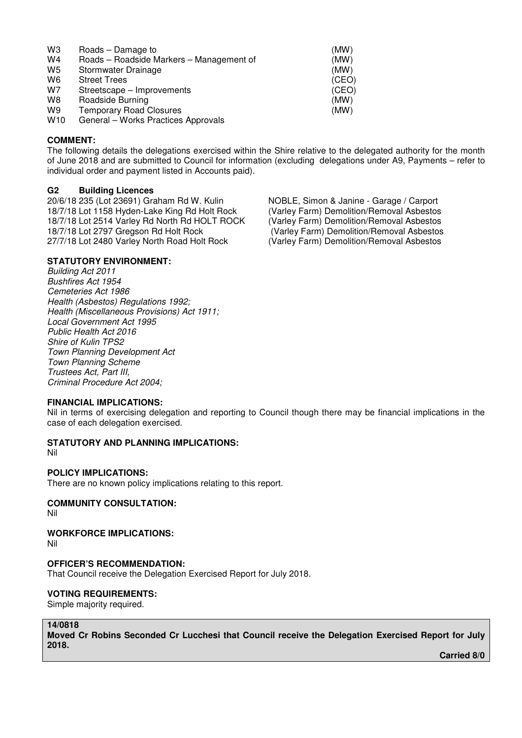| | | |
|---|---|---|
| W3 | Roads – Damage to | (MW) |
| W4 | Roads – Roadside Markers – Management of | (MW) |
| W5 | Stormwater Drainage | (MW) |
| W6 | Street Trees | (CEO) |
| W7 | Streetscape – Improvements | (CEO) |
| W8 | Roadside Burning | (MW) |
| W9 | Temporary Road Closures | (MW) |
| W10 | General – Works Practices Approvals | |

**COMMENT:**
The following details the delegations exercised within the Shire relative to the delegated authority for the month of June 2018 and are submitted to Council for information (excluding delegations under A9, Payments – refer to individual order and payment listed in Accounts paid).

**G2 Building Licences**

| | |
|---|---|
| 20/6/18 235 (Lot 23691) Graham Rd W. Kulin | NOBLE, Simon & Janine - Garage / Carport |
| 18/7/18 Lot 1158 Hyden-Lake King Rd Holt Rock | (Varley Farm) Demolition/Removal Asbestos |
| 18/7/18 Lot 2514 Varley Rd North Rd HOLT ROCK | (Varley Farm) Demolition/Removal Asbestos |
| 18/7/18 Lot 2797 Gregson Rd Holt Rock | (Varley Farm) Demolition/Removal Asbestos |
| 27/7/18 Lot 2480 Varley North Road Holt Rock | (Varley Farm) Demolition/Removal Asbestos |

**STATUTORY ENVIRONMENT:**
*Building Act 2011*
*Bushfires Act 1954*
*Cemeteries Act 1986*
*Health (Asbestos) Regulations 1992;*
*Health (Miscellaneous Provisions) Act 1911;*
*Local Government Act 1995*
*Public Health Act 2016*
*Shire of Kulin TPS2*
*Town Planning Development Act*
*Town Planning Scheme*
*Trustees Act, Part III,*
*Criminal Procedure Act 2004;*

**FINANCIAL IMPLICATIONS:**
Nil in terms of exercising delegation and reporting to Council though there may be financial implications in the case of each delegation exercised.

**STATUTORY AND PLANNING IMPLICATIONS:**
Nil

**POLICY IMPLICATIONS:**
There are no known policy implications relating to this report.

**COMMUNITY CONSULTATION:**
Nil

**WORKFORCE IMPLICATIONS:**
Nil

**OFFICER'S RECOMMENDATION:**
That Council receive the Delegation Exercised Report for July 2018.

**VOTING REQUIREMENTS:**
Simple majority required.

**14/0818**
**Moved Cr Robins Seconded Cr Lucchesi that Council receive the Delegation Exercised Report for July 2018.**

**Carried 8/0**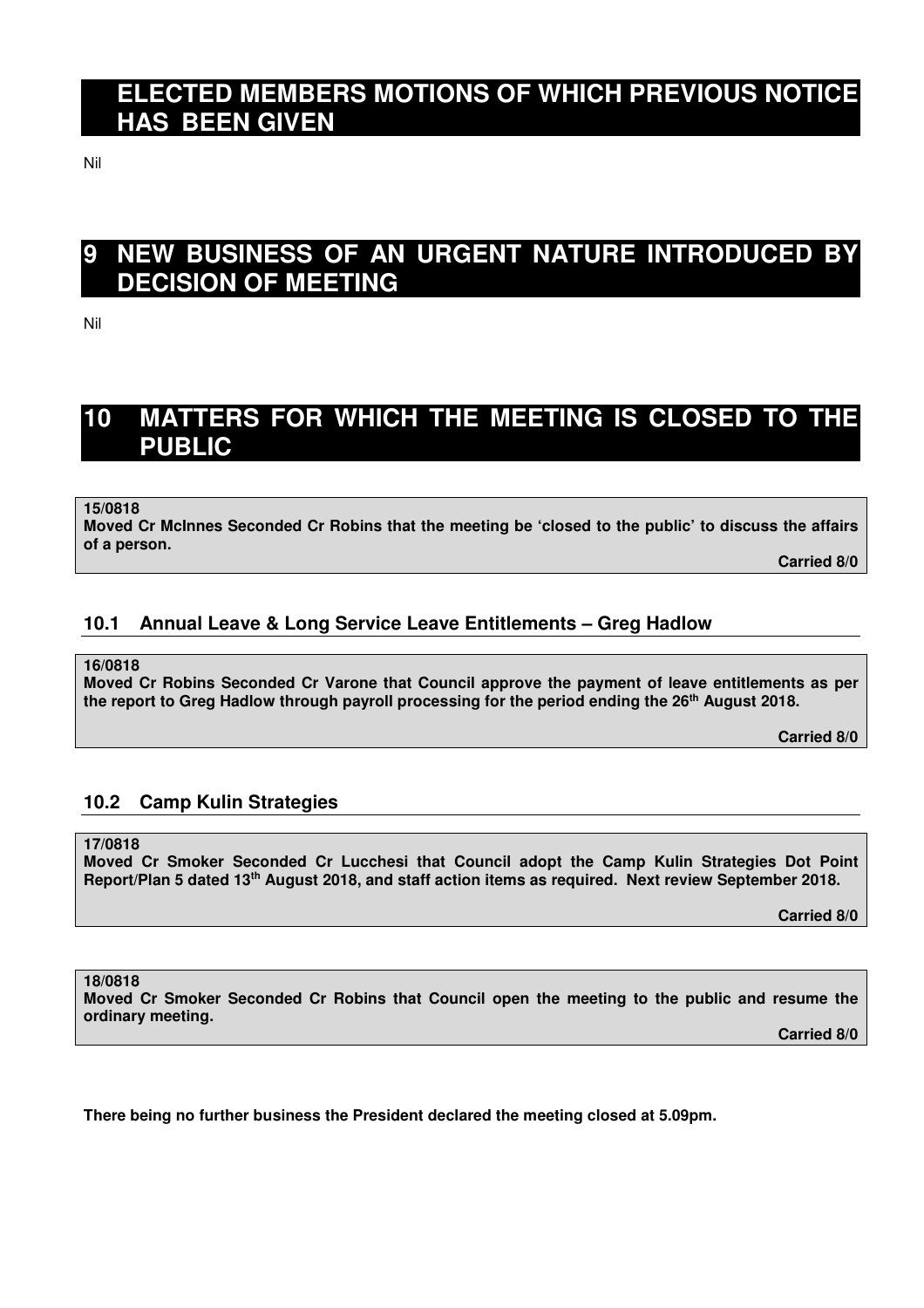# ELECTED MEMBERS MOTIONS OF WHICH PREVIOUS NOTICE HAS BEEN GIVEN

Nil

# 9 NEW BUSINESS OF AN URGENT NATURE INTRODUCED BY DECISION OF MEETING

Nil

# 10 MATTERS FOR WHICH THE MEETING IS CLOSED TO THE PUBLIC

**15/0818**
**Moved Cr McInnes Seconded Cr Robins that the meeting be 'closed to the public' to discuss the affairs of a person.**

**Carried 8/0**

## 10.1 Annual Leave & Long Service Leave Entitlements – Greg Hadlow

**16/0818**
**Moved Cr Robins Seconded Cr Varone that Council approve the payment of leave entitlements as per the report to Greg Hadlow through payroll processing for the period ending the 26th August 2018.**

**Carried 8/0**

## 10.2 Camp Kulin Strategies

**17/0818**
**Moved Cr Smoker Seconded Cr Lucchesi that Council adopt the Camp Kulin Strategies Dot Point Report/Plan 5 dated 13th August 2018, and staff action items as required. Next review September 2018.**

**Carried 8/0**

**18/0818**
**Moved Cr Smoker Seconded Cr Robins that Council open the meeting to the public and resume the ordinary meeting.**

**Carried 8/0**

**There being no further business the President declared the meeting closed at 5.09pm.**